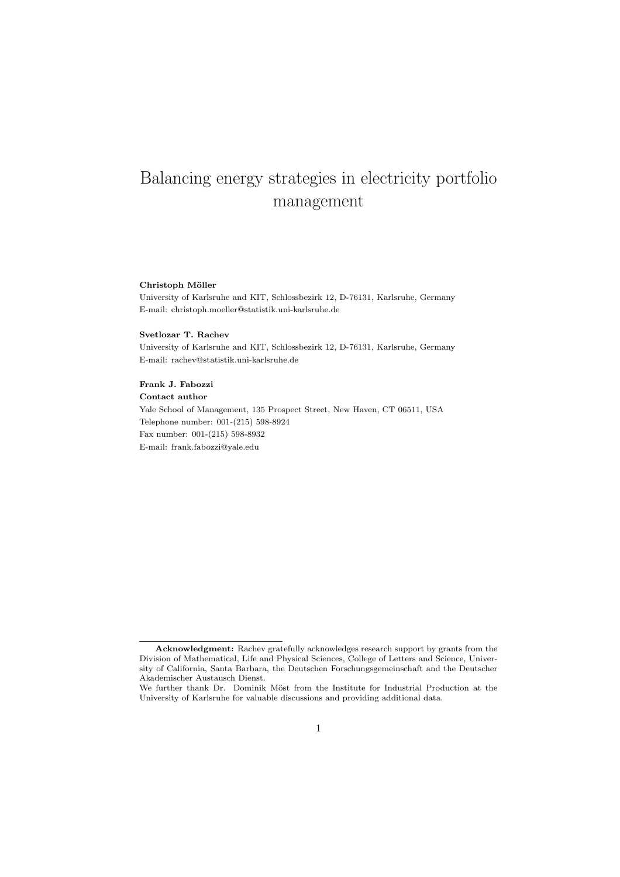# Balancing energy strategies in electricity portfolio management

**Christoph Möller**

University of Karlsruhe and KIT, Schlossbezirk 12, D-76131, Karlsruhe, Germany
E-mail: christoph.moeller@statistik.uni-karlsruhe.de

**Svetlozar T. Rachev**

University of Karlsruhe and KIT, Schlossbezirk 12, D-76131, Karlsruhe, Germany
E-mail: rachev@statistik.uni-karlsruhe.de

**Frank J. Fabozzi**

**Contact author**

Yale School of Management, 135 Prospect Street, New Haven, CT 06511, USA
Telephone number: 001-(215) 598-8924
Fax number: 001-(215) 598-8932
E-mail: frank.fabozzi@yale.edu

---

**Acknowledgment:** Rachev gratefully acknowledges research support by grants from the Division of Mathematical, Life and Physical Sciences, College of Letters and Science, University of California, Santa Barbara, the Deutschen Forschungsgemeinschaft and the Deutscher Akademischer Austausch Dienst.

We further thank Dr. Dominik Möst from the Institute for Industrial Production at the University of Karlsruhe for valuable discussions and providing additional data.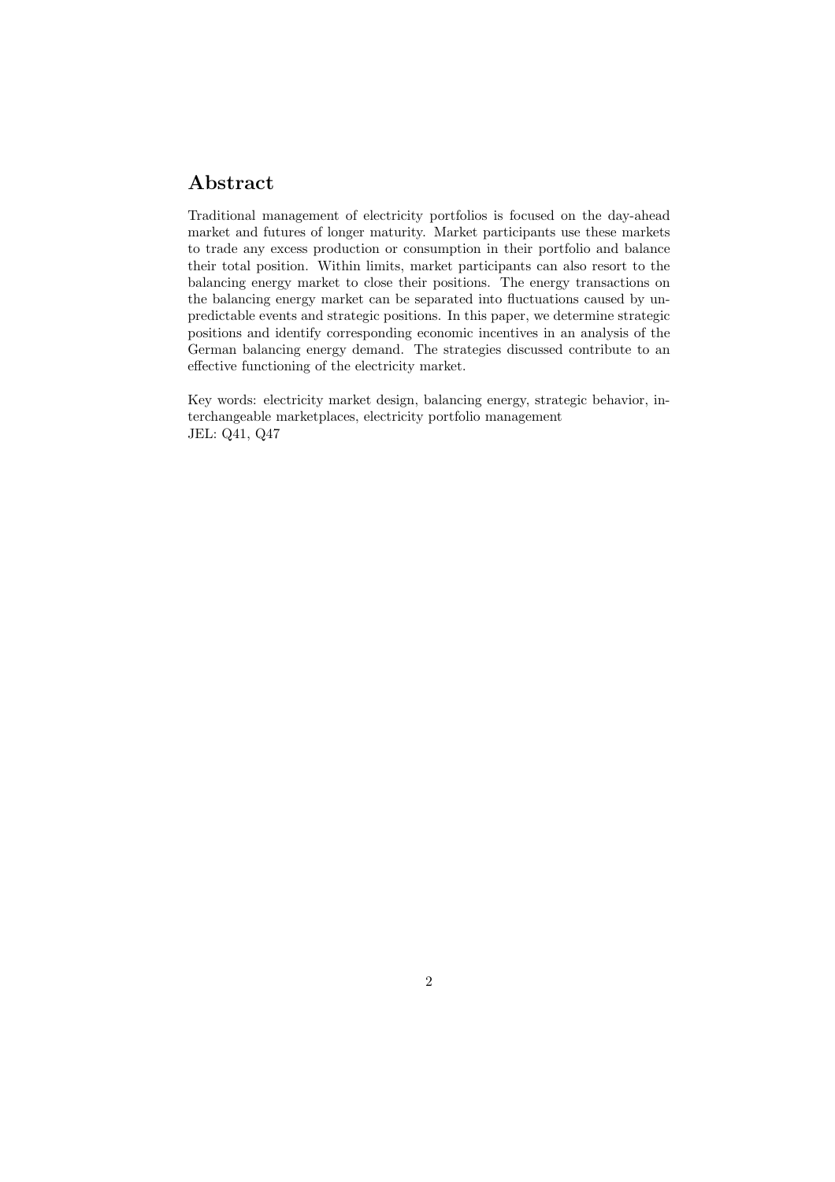## Abstract

Traditional management of electricity portfolios is focused on the day-ahead market and futures of longer maturity. Market participants use these markets to trade any excess production or consumption in their portfolio and balance their total position. Within limits, market participants can also resort to the balancing energy market to close their positions. The energy transactions on the balancing energy market can be separated into fluctuations caused by unpredictable events and strategic positions. In this paper, we determine strategic positions and identify corresponding economic incentives in an analysis of the German balancing energy demand. The strategies discussed contribute to an effective functioning of the electricity market.

Key words: electricity market design, balancing energy, strategic behavior, interchangeable marketplaces, electricity portfolio management
JEL: Q41, Q47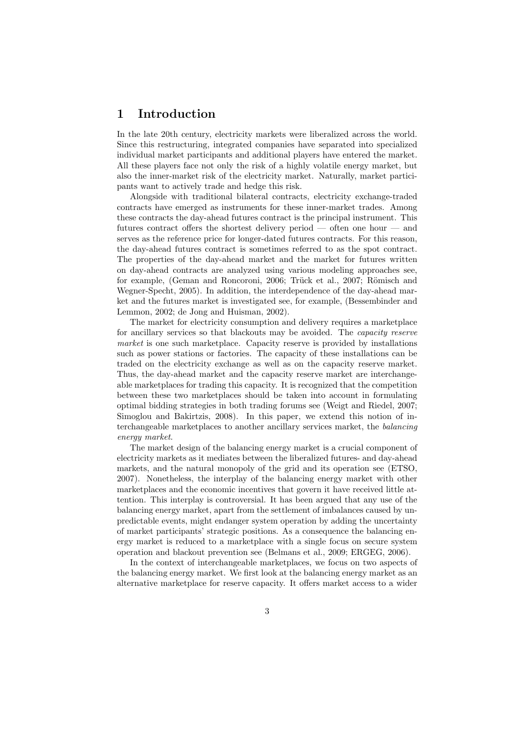# 1 Introduction

In the late 20th century, electricity markets were liberalized across the world. Since this restructuring, integrated companies have separated into specialized individual market participants and additional players have entered the market. All these players face not only the risk of a highly volatile energy market, but also the inner-market risk of the electricity market. Naturally, market participants want to actively trade and hedge this risk.

Alongside with traditional bilateral contracts, electricity exchange-traded contracts have emerged as instruments for these inner-market trades. Among these contracts the day-ahead futures contract is the principal instrument. This futures contract offers the shortest delivery period — often one hour — and serves as the reference price for longer-dated futures contracts. For this reason, the day-ahead futures contract is sometimes referred to as the spot contract. The properties of the day-ahead market and the market for futures written on day-ahead contracts are analyzed using various modeling approaches see, for example, (Geman and Roncoroni, 2006; Trück et al., 2007; Römisch and Wegner-Specht, 2005). In addition, the interdependence of the day-ahead market and the futures market is investigated see, for example, (Bessembinder and Lemmon, 2002; de Jong and Huisman, 2002).

The market for electricity consumption and delivery requires a marketplace for ancillary services so that blackouts may be avoided. The *capacity reserve market* is one such marketplace. Capacity reserve is provided by installations such as power stations or factories. The capacity of these installations can be traded on the electricity exchange as well as on the capacity reserve market. Thus, the day-ahead market and the capacity reserve market are interchangeable marketplaces for trading this capacity. It is recognized that the competition between these two marketplaces should be taken into account in formulating optimal bidding strategies in both trading forums see (Weigt and Riedel, 2007; Simoglou and Bakirtzis, 2008). In this paper, we extend this notion of interchangeable marketplaces to another ancillary services market, the *balancing energy market*.

The market design of the balancing energy market is a crucial component of electricity markets as it mediates between the liberalized futures- and day-ahead markets, and the natural monopoly of the grid and its operation see (ETSO, 2007). Nonetheless, the interplay of the balancing energy market with other marketplaces and the economic incentives that govern it have received little attention. This interplay is controversial. It has been argued that any use of the balancing energy market, apart from the settlement of imbalances caused by unpredictable events, might endanger system operation by adding the uncertainty of market participants' strategic positions. As a consequence the balancing energy market is reduced to a marketplace with a single focus on secure system operation and blackout prevention see (Belmans et al., 2009; ERGEG, 2006).

In the context of interchangeable marketplaces, we focus on two aspects of the balancing energy market. We first look at the balancing energy market as an alternative marketplace for reserve capacity. It offers market access to a wider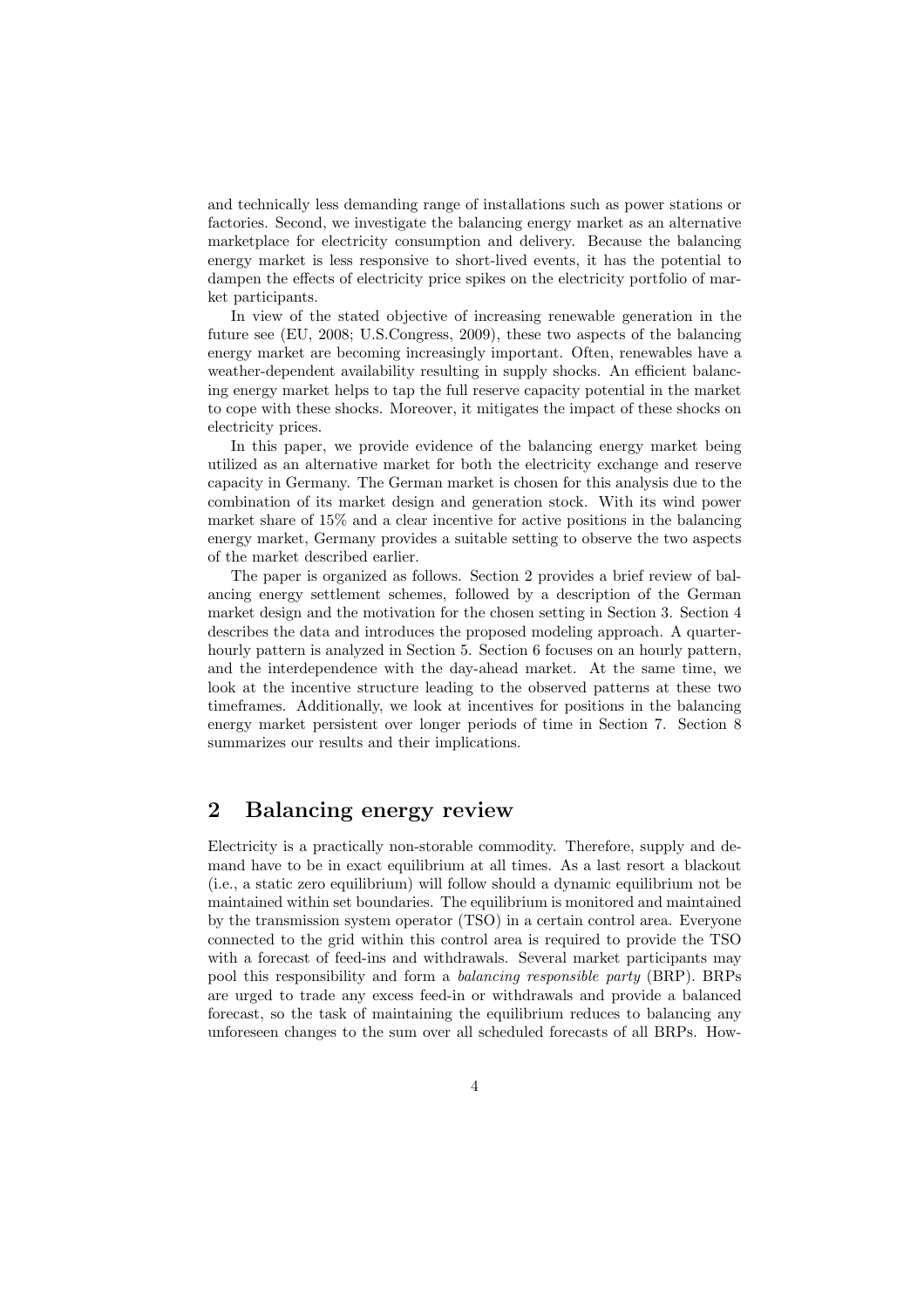and technically less demanding range of installations such as power stations or factories. Second, we investigate the balancing energy market as an alternative marketplace for electricity consumption and delivery. Because the balancing energy market is less responsive to short-lived events, it has the potential to dampen the effects of electricity price spikes on the electricity portfolio of market participants.

In view of the stated objective of increasing renewable generation in the future see (EU, 2008; U.S.Congress, 2009), these two aspects of the balancing energy market are becoming increasingly important. Often, renewables have a weather-dependent availability resulting in supply shocks. An efficient balancing energy market helps to tap the full reserve capacity potential in the market to cope with these shocks. Moreover, it mitigates the impact of these shocks on electricity prices.

In this paper, we provide evidence of the balancing energy market being utilized as an alternative market for both the electricity exchange and reserve capacity in Germany. The German market is chosen for this analysis due to the combination of its market design and generation stock. With its wind power market share of 15% and a clear incentive for active positions in the balancing energy market, Germany provides a suitable setting to observe the two aspects of the market described earlier.

The paper is organized as follows. Section 2 provides a brief review of balancing energy settlement schemes, followed by a description of the German market design and the motivation for the chosen setting in Section 3. Section 4 describes the data and introduces the proposed modeling approach. A quarter-hourly pattern is analyzed in Section 5. Section 6 focuses on an hourly pattern, and the interdependence with the day-ahead market. At the same time, we look at the incentive structure leading to the observed patterns at these two timeframes. Additionally, we look at incentives for positions in the balancing energy market persistent over longer periods of time in Section 7. Section 8 summarizes our results and their implications.

## 2 Balancing energy review

Electricity is a practically non-storable commodity. Therefore, supply and demand have to be in exact equilibrium at all times. As a last resort a blackout (i.e., a static zero equilibrium) will follow should a dynamic equilibrium not be maintained within set boundaries. The equilibrium is monitored and maintained by the transmission system operator (TSO) in a certain control area. Everyone connected to the grid within this control area is required to provide the TSO with a forecast of feed-ins and withdrawals. Several market participants may pool this responsibility and form a *balancing responsible party* (BRP). BRPs are urged to trade any excess feed-in or withdrawals and provide a balanced forecast, so the task of maintaining the equilibrium reduces to balancing any unforeseen changes to the sum over all scheduled forecasts of all BRPs. How-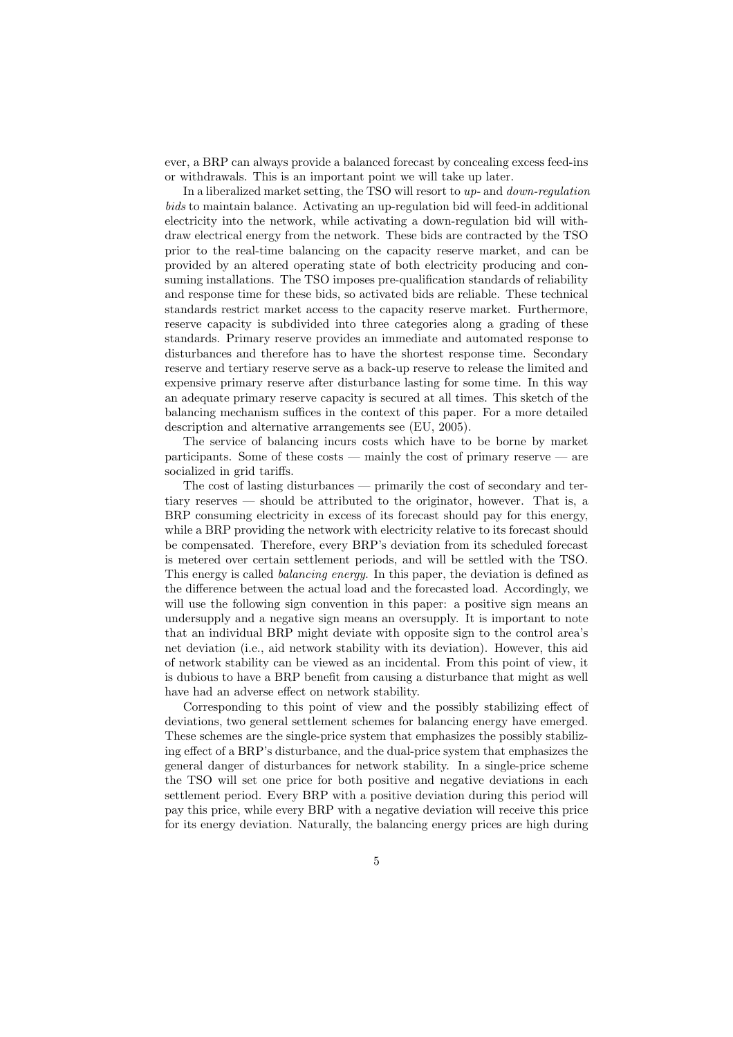ever, a BRP can always provide a balanced forecast by concealing excess feed-ins or withdrawals. This is an important point we will take up later.

In a liberalized market setting, the TSO will resort to *up-* and *down-regulation bids* to maintain balance. Activating an up-regulation bid will feed-in additional electricity into the network, while activating a down-regulation bid will withdraw electrical energy from the network. These bids are contracted by the TSO prior to the real-time balancing on the capacity reserve market, and can be provided by an altered operating state of both electricity producing and consuming installations. The TSO imposes pre-qualification standards of reliability and response time for these bids, so activated bids are reliable. These technical standards restrict market access to the capacity reserve market. Furthermore, reserve capacity is subdivided into three categories along a grading of these standards. Primary reserve provides an immediate and automated response to disturbances and therefore has to have the shortest response time. Secondary reserve and tertiary reserve serve as a back-up reserve to release the limited and expensive primary reserve after disturbance lasting for some time. In this way an adequate primary reserve capacity is secured at all times. This sketch of the balancing mechanism suffices in the context of this paper. For a more detailed description and alternative arrangements see (EU, 2005).

The service of balancing incurs costs which have to be borne by market participants. Some of these costs — mainly the cost of primary reserve — are socialized in grid tariffs.

The cost of lasting disturbances — primarily the cost of secondary and tertiary reserves — should be attributed to the originator, however. That is, a BRP consuming electricity in excess of its forecast should pay for this energy, while a BRP providing the network with electricity relative to its forecast should be compensated. Therefore, every BRP's deviation from its scheduled forecast is metered over certain settlement periods, and will be settled with the TSO. This energy is called *balancing energy*. In this paper, the deviation is defined as the difference between the actual load and the forecasted load. Accordingly, we will use the following sign convention in this paper: a positive sign means an undersupply and a negative sign means an oversupply. It is important to note that an individual BRP might deviate with opposite sign to the control area's net deviation (i.e., aid network stability with its deviation). However, this aid of network stability can be viewed as an incidental. From this point of view, it is dubious to have a BRP benefit from causing a disturbance that might as well have had an adverse effect on network stability.

Corresponding to this point of view and the possibly stabilizing effect of deviations, two general settlement schemes for balancing energy have emerged. These schemes are the single-price system that emphasizes the possibly stabilizing effect of a BRP's disturbance, and the dual-price system that emphasizes the general danger of disturbances for network stability. In a single-price scheme the TSO will set one price for both positive and negative deviations in each settlement period. Every BRP with a positive deviation during this period will pay this price, while every BRP with a negative deviation will receive this price for its energy deviation. Naturally, the balancing energy prices are high during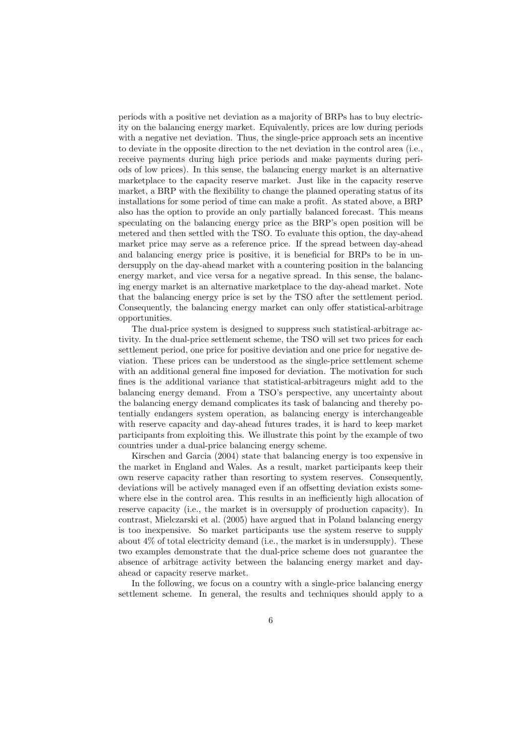periods with a positive net deviation as a majority of BRPs has to buy electricity on the balancing energy market. Equivalently, prices are low during periods with a negative net deviation. Thus, the single-price approach sets an incentive to deviate in the opposite direction to the net deviation in the control area (i.e., receive payments during high price periods and make payments during periods of low prices). In this sense, the balancing energy market is an alternative marketplace to the capacity reserve market. Just like in the capacity reserve market, a BRP with the flexibility to change the planned operating status of its installations for some period of time can make a profit. As stated above, a BRP also has the option to provide an only partially balanced forecast. This means speculating on the balancing energy price as the BRP's open position will be metered and then settled with the TSO. To evaluate this option, the day-ahead market price may serve as a reference price. If the spread between day-ahead and balancing energy price is positive, it is beneficial for BRPs to be in undersupply on the day-ahead market with a countering position in the balancing energy market, and vice versa for a negative spread. In this sense, the balancing energy market is an alternative marketplace to the day-ahead market. Note that the balancing energy price is set by the TSO after the settlement period. Consequently, the balancing energy market can only offer statistical-arbitrage opportunities.

The dual-price system is designed to suppress such statistical-arbitrage activity. In the dual-price settlement scheme, the TSO will set two prices for each settlement period, one price for positive deviation and one price for negative deviation. These prices can be understood as the single-price settlement scheme with an additional general fine imposed for deviation. The motivation for such fines is the additional variance that statistical-arbitrageurs might add to the balancing energy demand. From a TSO's perspective, any uncertainty about the balancing energy demand complicates its task of balancing and thereby potentially endangers system operation, as balancing energy is interchangeable with reserve capacity and day-ahead futures trades, it is hard to keep market participants from exploiting this. We illustrate this point by the example of two countries under a dual-price balancing energy scheme.

Kirschen and Garcia (2004) state that balancing energy is too expensive in the market in England and Wales. As a result, market participants keep their own reserve capacity rather than resorting to system reserves. Consequently, deviations will be actively managed even if an offsetting deviation exists somewhere else in the control area. This results in an inefficiently high allocation of reserve capacity (i.e., the market is in oversupply of production capacity). In contrast, Mielczarski et al. (2005) have argued that in Poland balancing energy is too inexpensive. So market participants use the system reserve to supply about 4% of total electricity demand (i.e., the market is in undersupply). These two examples demonstrate that the dual-price scheme does not guarantee the absence of arbitrage activity between the balancing energy market and day-ahead or capacity reserve market.

In the following, we focus on a country with a single-price balancing energy settlement scheme. In general, the results and techniques should apply to a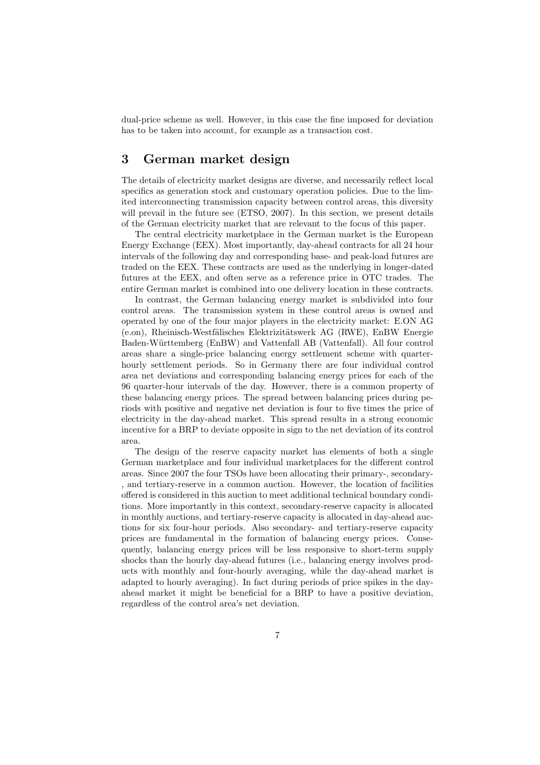dual-price scheme as well. However, in this case the fine imposed for deviation has to be taken into account, for example as a transaction cost.

# 3 German market design

The details of electricity market designs are diverse, and necessarily reflect local specifics as generation stock and customary operation policies. Due to the limited interconnecting transmission capacity between control areas, this diversity will prevail in the future see (ETSO, 2007). In this section, we present details of the German electricity market that are relevant to the focus of this paper.

The central electricity marketplace in the German market is the European Energy Exchange (EEX). Most importantly, day-ahead contracts for all 24 hour intervals of the following day and corresponding base- and peak-load futures are traded on the EEX. These contracts are used as the underlying in longer-dated futures at the EEX, and often serve as a reference price in OTC trades. The entire German market is combined into one delivery location in these contracts.

In contrast, the German balancing energy market is subdivided into four control areas. The transmission system in these control areas is owned and operated by one of the four major players in the electricity market: E.ON AG (e.on), Rheinisch-Westfälisches Elektrizitätswerk AG (RWE), EnBW Energie Baden-Württemberg (EnBW) and Vattenfall AB (Vattenfall). All four control areas share a single-price balancing energy settlement scheme with quarter-hourly settlement periods. So in Germany there are four individual control area net deviations and corresponding balancing energy prices for each of the 96 quarter-hour intervals of the day. However, there is a common property of these balancing energy prices. The spread between balancing prices during periods with positive and negative net deviation is four to five times the price of electricity in the day-ahead market. This spread results in a strong economic incentive for a BRP to deviate opposite in sign to the net deviation of its control area.

The design of the reserve capacity market has elements of both a single German marketplace and four individual marketplaces for the different control areas. Since 2007 the four TSOs have been allocating their primary-, secondary-, and tertiary-reserve in a common auction. However, the location of facilities offered is considered in this auction to meet additional technical boundary conditions. More importantly in this context, secondary-reserve capacity is allocated in monthly auctions, and tertiary-reserve capacity is allocated in day-ahead auctions for six four-hour periods. Also secondary- and tertiary-reserve capacity prices are fundamental in the formation of balancing energy prices. Consequently, balancing energy prices will be less responsive to short-term supply shocks than the hourly day-ahead futures (i.e., balancing energy involves products with monthly and four-hourly averaging, while the day-ahead market is adapted to hourly averaging). In fact during periods of price spikes in the day-ahead market it might be beneficial for a BRP to have a positive deviation, regardless of the control area's net deviation.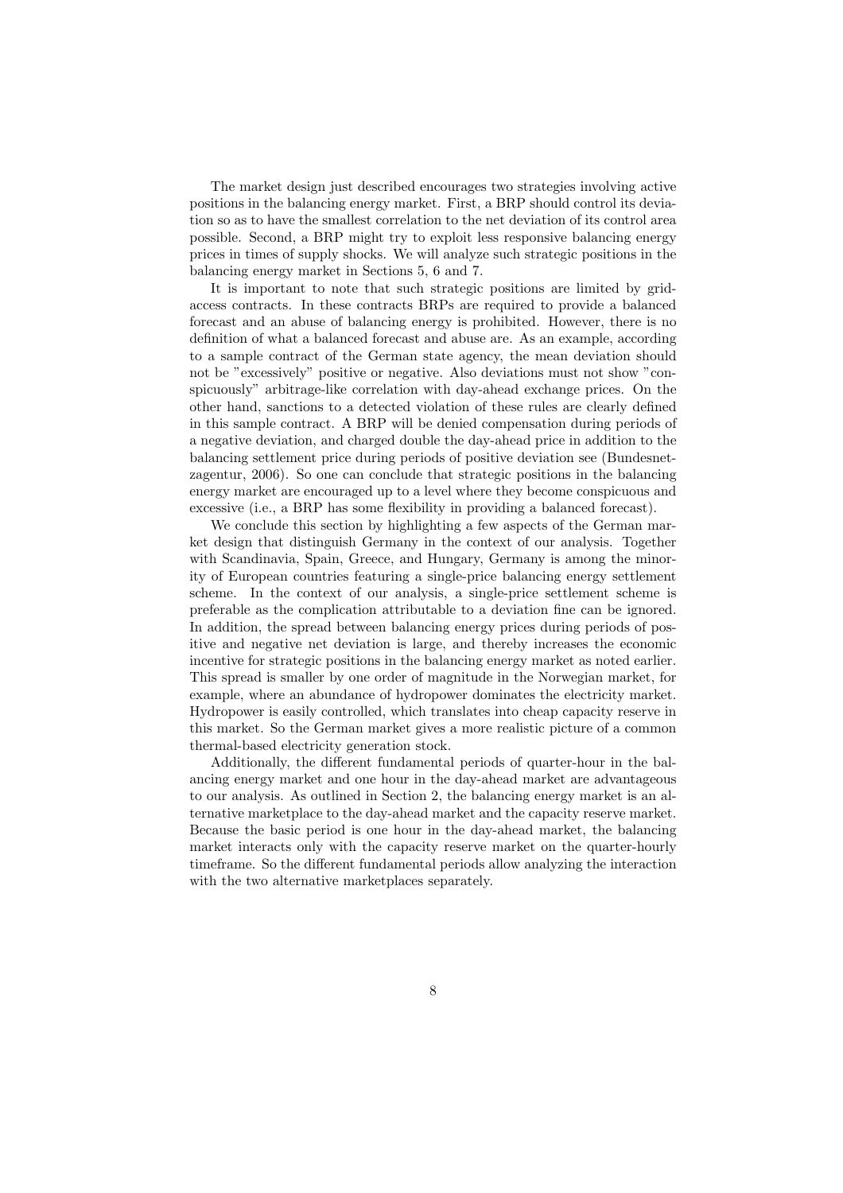The market design just described encourages two strategies involving active positions in the balancing energy market. First, a BRP should control its deviation so as to have the smallest correlation to the net deviation of its control area possible. Second, a BRP might try to exploit less responsive balancing energy prices in times of supply shocks. We will analyze such strategic positions in the balancing energy market in Sections 5, 6 and 7.

It is important to note that such strategic positions are limited by grid-access contracts. In these contracts BRPs are required to provide a balanced forecast and an abuse of balancing energy is prohibited. However, there is no definition of what a balanced forecast and abuse are. As an example, according to a sample contract of the German state agency, the mean deviation should not be "excessively" positive or negative. Also deviations must not show "conspicuously" arbitrage-like correlation with day-ahead exchange prices. On the other hand, sanctions to a detected violation of these rules are clearly defined in this sample contract. A BRP will be denied compensation during periods of a negative deviation, and charged double the day-ahead price in addition to the balancing settlement price during periods of positive deviation see (Bundesnetzagentur, 2006). So one can conclude that strategic positions in the balancing energy market are encouraged up to a level where they become conspicuous and excessive (i.e., a BRP has some flexibility in providing a balanced forecast).

We conclude this section by highlighting a few aspects of the German market design that distinguish Germany in the context of our analysis. Together with Scandinavia, Spain, Greece, and Hungary, Germany is among the minority of European countries featuring a single-price balancing energy settlement scheme. In the context of our analysis, a single-price settlement scheme is preferable as the complication attributable to a deviation fine can be ignored. In addition, the spread between balancing energy prices during periods of positive and negative net deviation is large, and thereby increases the economic incentive for strategic positions in the balancing energy market as noted earlier. This spread is smaller by one order of magnitude in the Norwegian market, for example, where an abundance of hydropower dominates the electricity market. Hydropower is easily controlled, which translates into cheap capacity reserve in this market. So the German market gives a more realistic picture of a common thermal-based electricity generation stock.

Additionally, the different fundamental periods of quarter-hour in the balancing energy market and one hour in the day-ahead market are advantageous to our analysis. As outlined in Section 2, the balancing energy market is an alternative marketplace to the day-ahead market and the capacity reserve market. Because the basic period is one hour in the day-ahead market, the balancing market interacts only with the capacity reserve market on the quarter-hourly timeframe. So the different fundamental periods allow analyzing the interaction with the two alternative marketplaces separately.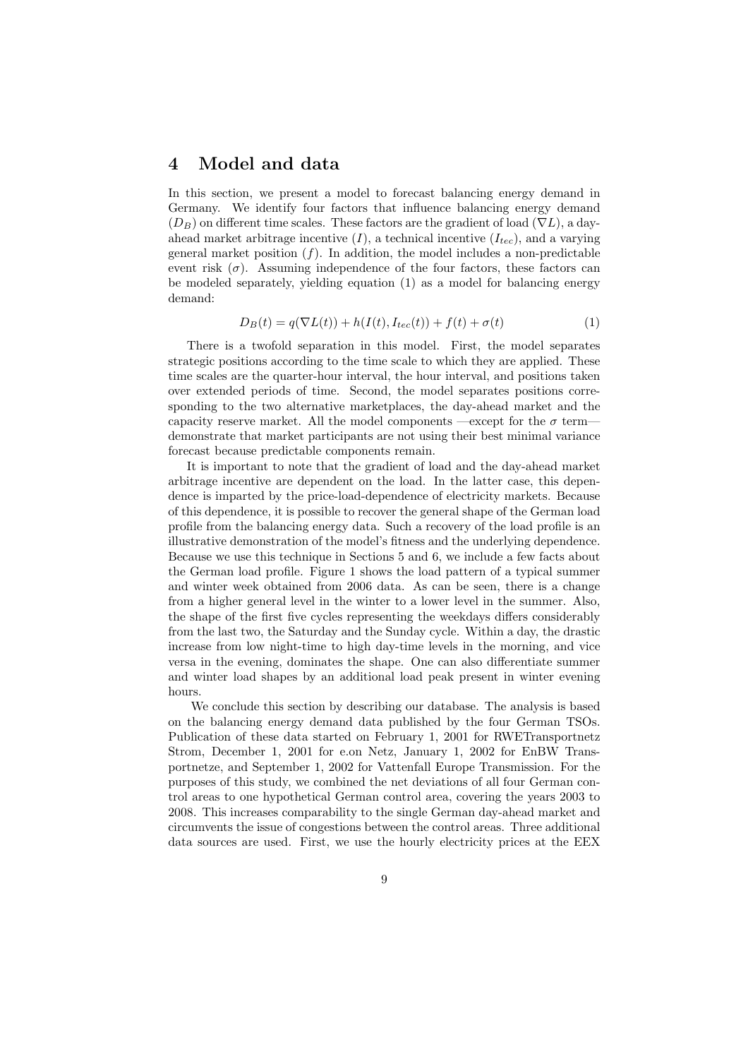## 4 Model and data

In this section, we present a model to forecast balancing energy demand in Germany. We identify four factors that influence balancing energy demand ($D_B$) on different time scales. These factors are the gradient of load ($\nabla L$), a day-ahead market arbitrage incentive ($I$), a technical incentive ($I_{tec}$), and a varying general market position ($f$). In addition, the model includes a non-predictable event risk ($\sigma$). Assuming independence of the four factors, these factors can be modeled separately, yielding equation (1) as a model for balancing energy demand:

$$D_B(t) = q(\nabla L(t)) + h(I(t), I_{tec}(t)) + f(t) + \sigma(t) \tag{1}$$

There is a twofold separation in this model. First, the model separates strategic positions according to the time scale to which they are applied. These time scales are the quarter-hour interval, the hour interval, and positions taken over extended periods of time. Second, the model separates positions corresponding to the two alternative marketplaces, the day-ahead market and the capacity reserve market. All the model components —except for the $\sigma$ term— demonstrate that market participants are not using their best minimal variance forecast because predictable components remain.

It is important to note that the gradient of load and the day-ahead market arbitrage incentive are dependent on the load. In the latter case, this dependence is imparted by the price-load-dependence of electricity markets. Because of this dependence, it is possible to recover the general shape of the German load profile from the balancing energy data. Such a recovery of the load profile is an illustrative demonstration of the model's fitness and the underlying dependence. Because we use this technique in Sections 5 and 6, we include a few facts about the German load profile. Figure 1 shows the load pattern of a typical summer and winter week obtained from 2006 data. As can be seen, there is a change from a higher general level in the winter to a lower level in the summer. Also, the shape of the first five cycles representing the weekdays differs considerably from the last two, the Saturday and the Sunday cycle. Within a day, the drastic increase from low night-time to high day-time levels in the morning, and vice versa in the evening, dominates the shape. One can also differentiate summer and winter load shapes by an additional load peak present in winter evening hours.

We conclude this section by describing our database. The analysis is based on the balancing energy demand data published by the four German TSOs. Publication of these data started on February 1, 2001 for RWETransportnetz Strom, December 1, 2001 for e.on Netz, January 1, 2002 for EnBW Transportnetze, and September 1, 2002 for Vattenfall Europe Transmission. For the purposes of this study, we combined the net deviations of all four German control areas to one hypothetical German control area, covering the years 2003 to 2008. This increases comparability to the single German day-ahead market and circumvents the issue of congestions between the control areas. Three additional data sources are used. First, we use the hourly electricity prices at the EEX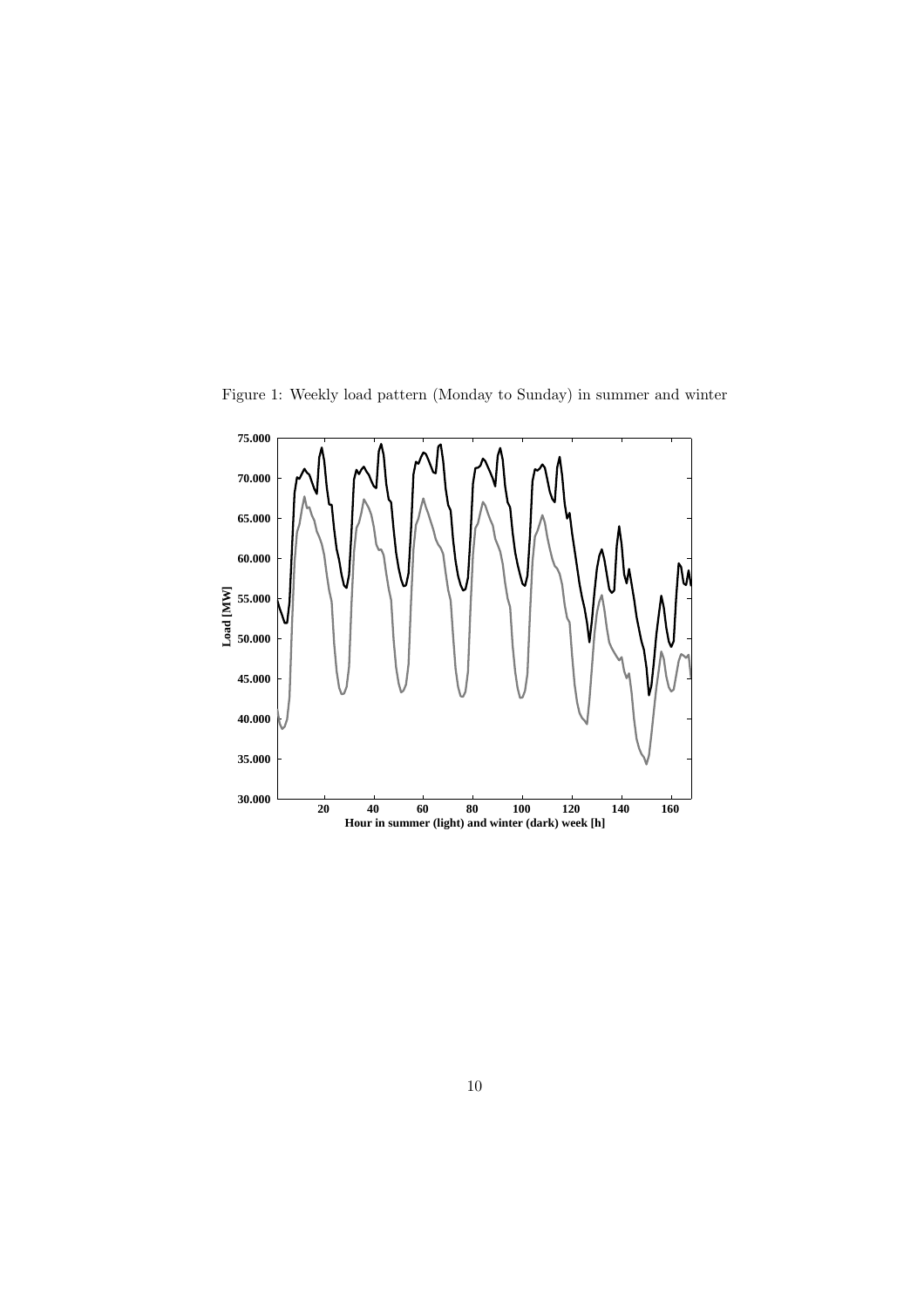Figure 1: Weekly load pattern (Monday to Sunday) in summer and winter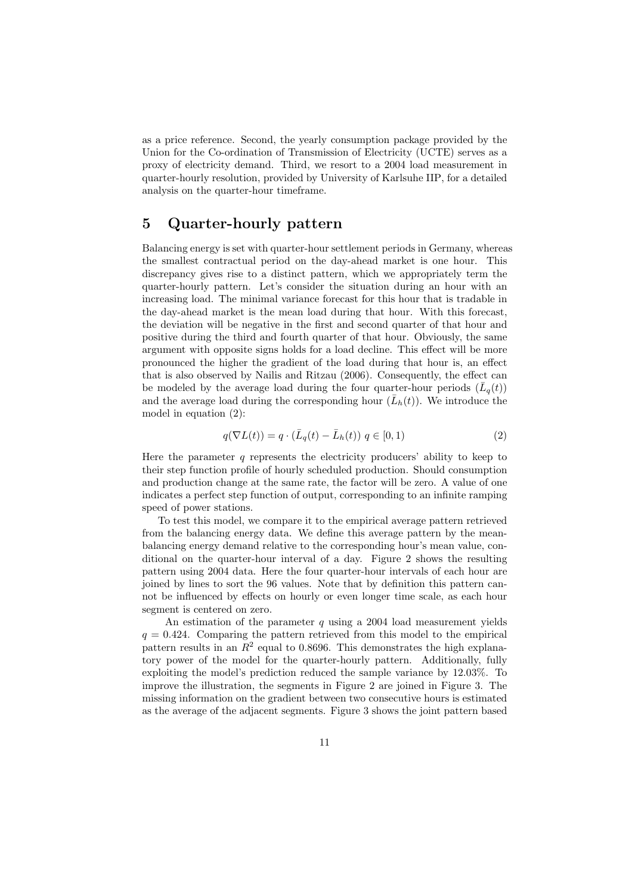as a price reference. Second, the yearly consumption package provided by the Union for the Co-ordination of Transmission of Electricity (UCTE) serves as a proxy of electricity demand. Third, we resort to a 2004 load measurement in quarter-hourly resolution, provided by University of Karlsuhe IIP, for a detailed analysis on the quarter-hour timeframe.

## 5 Quarter-hourly pattern

Balancing energy is set with quarter-hour settlement periods in Germany, whereas the smallest contractual period on the day-ahead market is one hour. This discrepancy gives rise to a distinct pattern, which we appropriately term the quarter-hourly pattern. Let's consider the situation during an hour with an increasing load. The minimal variance forecast for this hour that is tradable in the day-ahead market is the mean load during that hour. With this forecast, the deviation will be negative in the first and second quarter of that hour and positive during the third and fourth quarter of that hour. Obviously, the same argument with opposite signs holds for a load decline. This effect will be more pronounced the higher the gradient of the load during that hour is, an effect that is also observed by Nailis and Ritzau (2006). Consequently, the effect can be modeled by the average load during the four quarter-hour periods ($\bar{L}_q(t)$) and the average load during the corresponding hour ($\bar{L}_h(t)$). We introduce the model in equation (2):

$$q(\nabla L(t)) = q \cdot (\bar{L}_q(t) - \bar{L}_h(t)) \; q \in [0, 1) \tag{2}$$

Here the parameter $q$ represents the electricity producers' ability to keep to their step function profile of hourly scheduled production. Should consumption and production change at the same rate, the factor will be zero. A value of one indicates a perfect step function of output, corresponding to an infinite ramping speed of power stations.

To test this model, we compare it to the empirical average pattern retrieved from the balancing energy data. We define this average pattern by the mean-balancing energy demand relative to the corresponding hour's mean value, conditional on the quarter-hour interval of a day. Figure 2 shows the resulting pattern using 2004 data. Here the four quarter-hour intervals of each hour are joined by lines to sort the 96 values. Note that by definition this pattern cannot be influenced by effects on hourly or even longer time scale, as each hour segment is centered on zero.

An estimation of the parameter $q$ using a 2004 load measurement yields $q = 0.424$. Comparing the pattern retrieved from this model to the empirical pattern results in an $R^2$ equal to 0.8696. This demonstrates the high explanatory power of the model for the quarter-hourly pattern. Additionally, fully exploiting the model's prediction reduced the sample variance by 12.03%. To improve the illustration, the segments in Figure 2 are joined in Figure 3. The missing information on the gradient between two consecutive hours is estimated as the average of the adjacent segments. Figure 3 shows the joint pattern based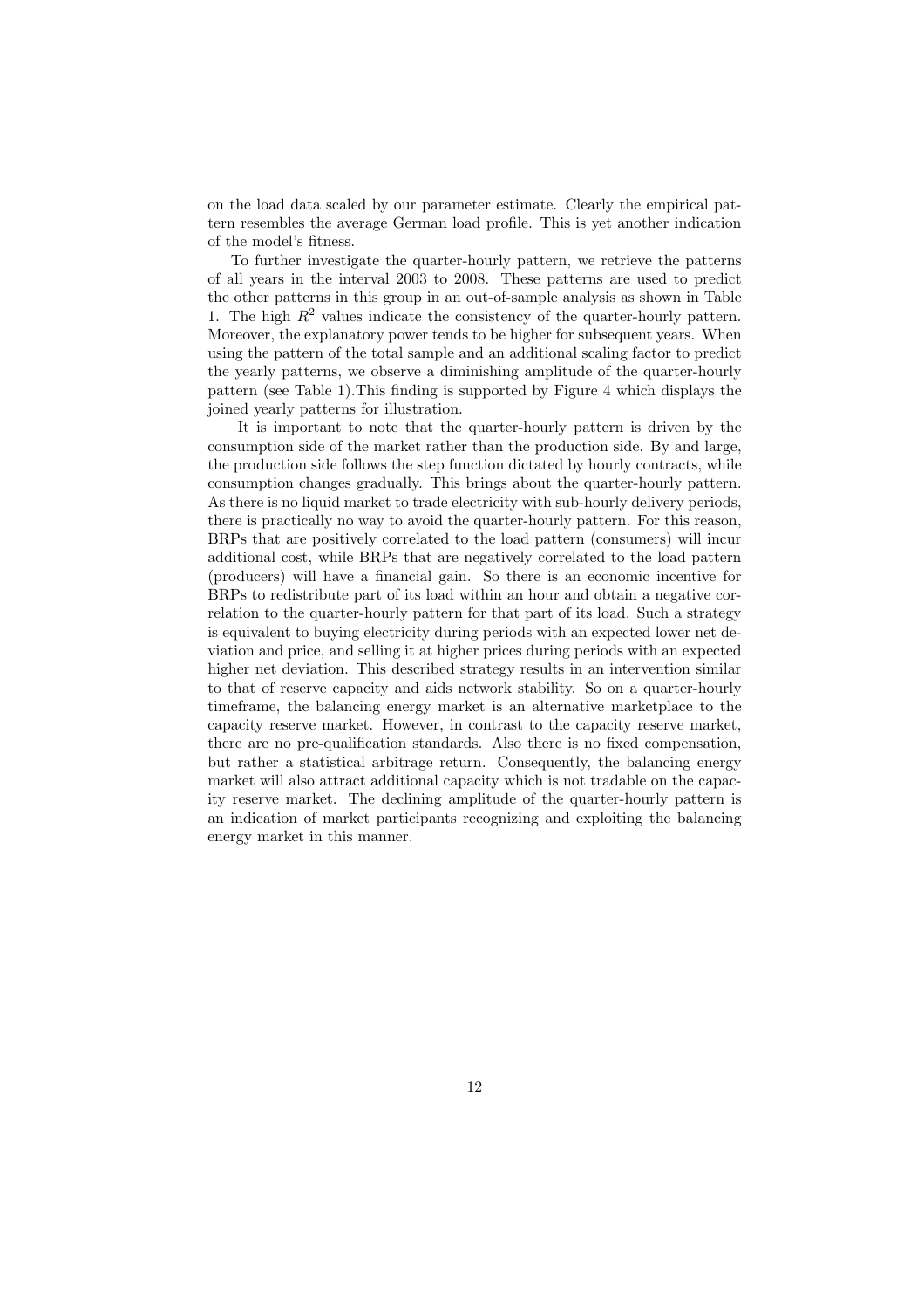on the load data scaled by our parameter estimate. Clearly the empirical pattern resembles the average German load profile. This is yet another indication of the model's fitness.

To further investigate the quarter-hourly pattern, we retrieve the patterns of all years in the interval 2003 to 2008. These patterns are used to predict the other patterns in this group in an out-of-sample analysis as shown in Table 1. The high $R^2$ values indicate the consistency of the quarter-hourly pattern. Moreover, the explanatory power tends to be higher for subsequent years. When using the pattern of the total sample and an additional scaling factor to predict the yearly patterns, we observe a diminishing amplitude of the quarter-hourly pattern (see Table 1).This finding is supported by Figure 4 which displays the joined yearly patterns for illustration.

It is important to note that the quarter-hourly pattern is driven by the consumption side of the market rather than the production side. By and large, the production side follows the step function dictated by hourly contracts, while consumption changes gradually. This brings about the quarter-hourly pattern. As there is no liquid market to trade electricity with sub-hourly delivery periods, there is practically no way to avoid the quarter-hourly pattern. For this reason, BRPs that are positively correlated to the load pattern (consumers) will incur additional cost, while BRPs that are negatively correlated to the load pattern (producers) will have a financial gain. So there is an economic incentive for BRPs to redistribute part of its load within an hour and obtain a negative correlation to the quarter-hourly pattern for that part of its load. Such a strategy is equivalent to buying electricity during periods with an expected lower net deviation and price, and selling it at higher prices during periods with an expected higher net deviation. This described strategy results in an intervention similar to that of reserve capacity and aids network stability. So on a quarter-hourly timeframe, the balancing energy market is an alternative marketplace to the capacity reserve market. However, in contrast to the capacity reserve market, there are no pre-qualification standards. Also there is no fixed compensation, but rather a statistical arbitrage return. Consequently, the balancing energy market will also attract additional capacity which is not tradable on the capacity reserve market. The declining amplitude of the quarter-hourly pattern is an indication of market participants recognizing and exploiting the balancing energy market in this manner.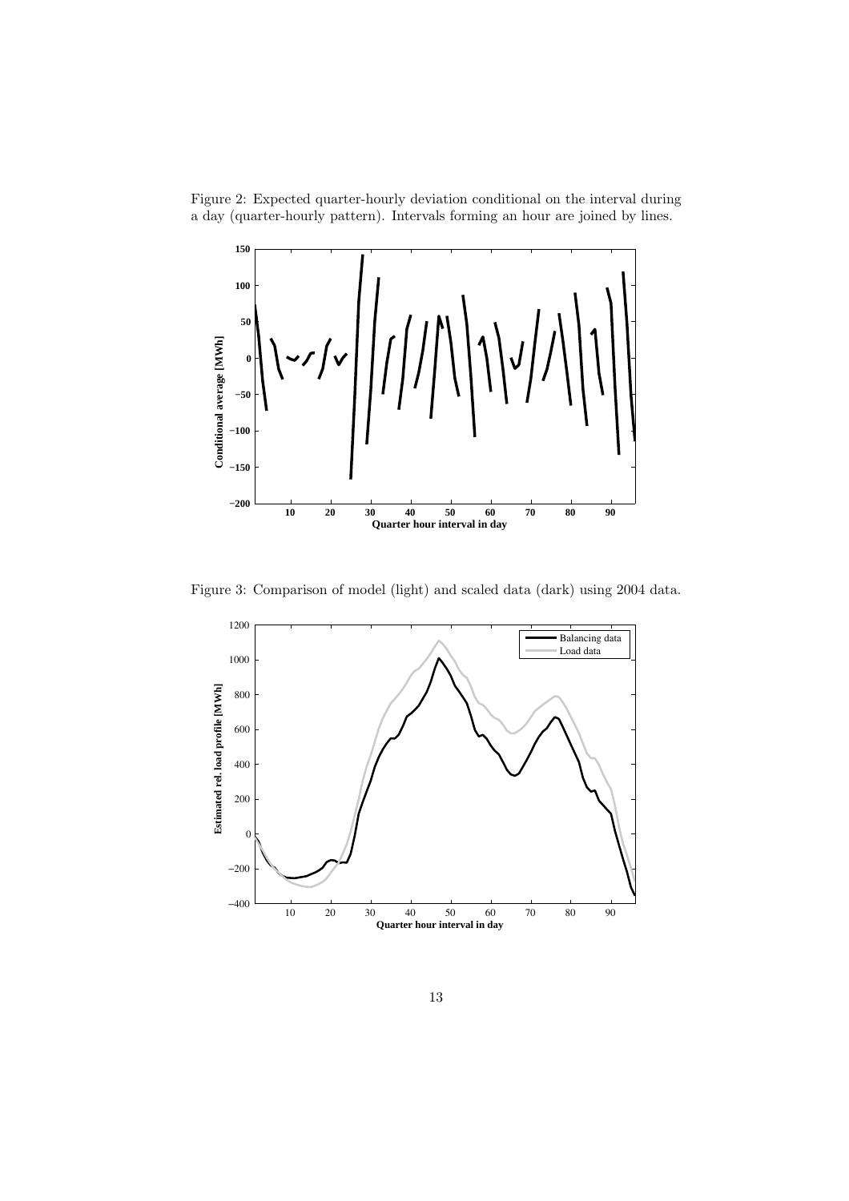Figure 2: Expected quarter-hourly deviation conditional on the interval during a day (quarter-hourly pattern). Intervals forming an hour are joined by lines.

Figure 3: Comparison of model (light) and scaled data (dark) using 2004 data.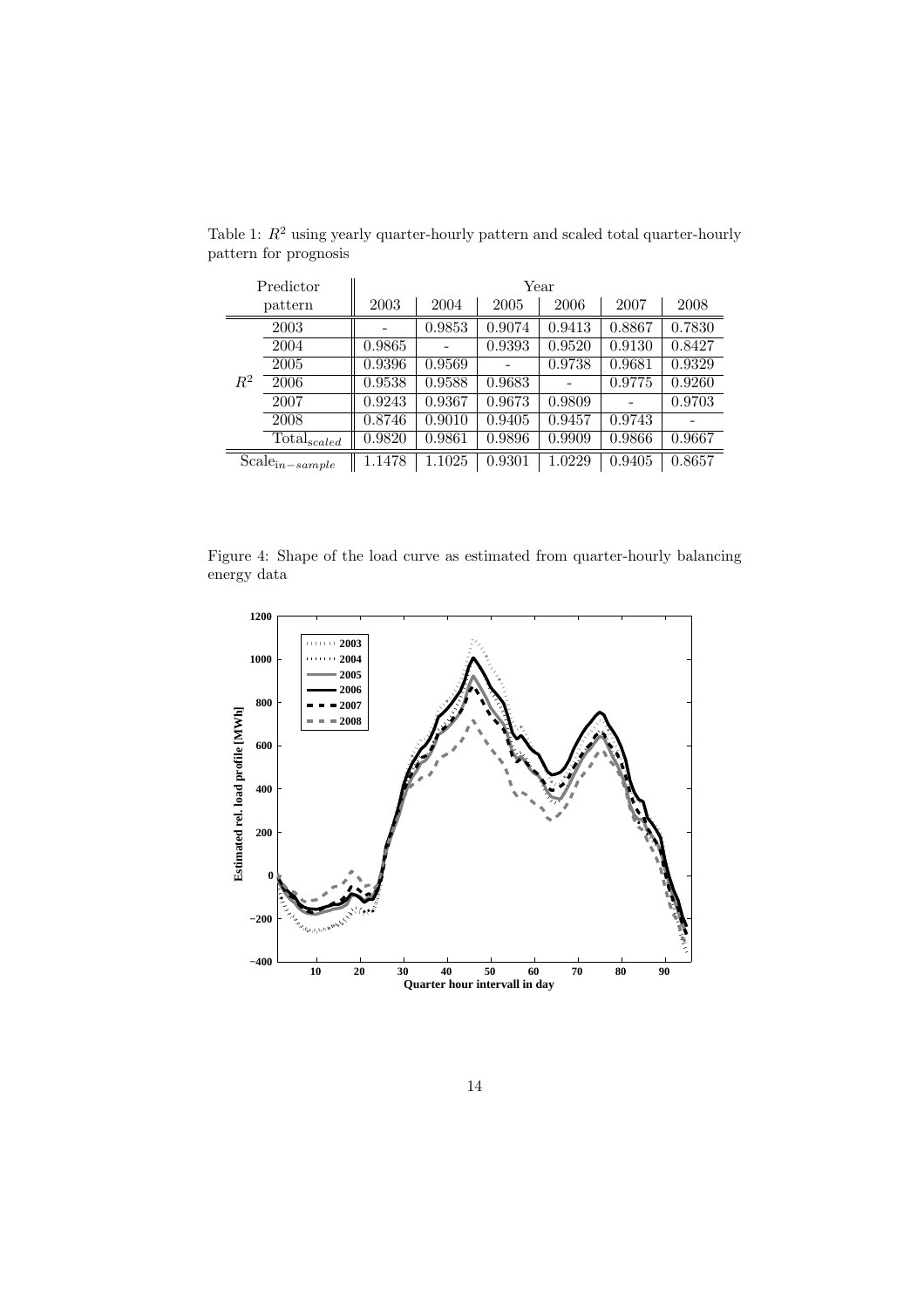Table 1: $R^2$ using yearly quarter-hourly pattern and scaled total quarter-hourly pattern for prognosis

| Predictor | pattern | 2003 | 2004 | 2005 | 2006 | 2007 | 2008 |
|---|---|---|---|---|---|---|---|
| $R^2$ | 2003 | - | 0.9853 | 0.9074 | 0.9413 | 0.8867 | 0.7830 |
| | 2004 | 0.9865 | - | 0.9393 | 0.9520 | 0.9130 | 0.8427 |
| | 2005 | 0.9396 | 0.9569 | - | 0.9738 | 0.9681 | 0.9329 |
| | 2006 | 0.9538 | 0.9588 | 0.9683 | - | 0.9775 | 0.9260 |
| | 2007 | 0.9243 | 0.9367 | 0.9673 | 0.9809 | - | 0.9703 |
| | 2008 | 0.8746 | 0.9010 | 0.9405 | 0.9457 | 0.9743 | - |
| | $\text{Total}_{scaled}$ | 0.9820 | 0.9861 | 0.9896 | 0.9909 | 0.9866 | 0.9667 |
| $\text{Scale}_{in-sample}$ | | 1.1478 | 1.1025 | 0.9301 | 1.0229 | 0.9405 | 0.8657 |

Figure 4: Shape of the load curve as estimated from quarter-hourly balancing energy data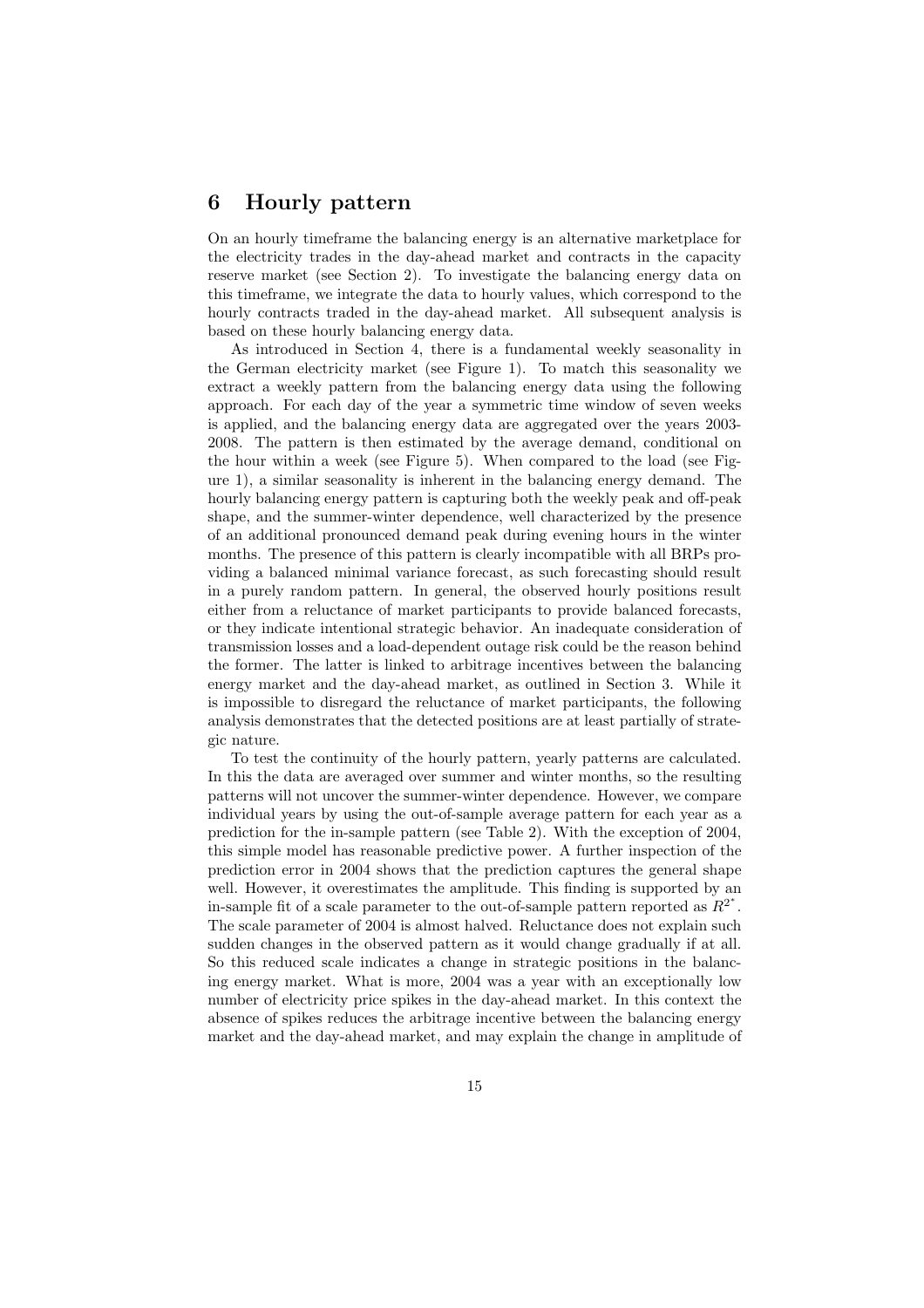## 6 Hourly pattern

On an hourly timeframe the balancing energy is an alternative marketplace for the electricity trades in the day-ahead market and contracts in the capacity reserve market (see Section 2). To investigate the balancing energy data on this timeframe, we integrate the data to hourly values, which correspond to the hourly contracts traded in the day-ahead market. All subsequent analysis is based on these hourly balancing energy data.

As introduced in Section 4, there is a fundamental weekly seasonality in the German electricity market (see Figure 1). To match this seasonality we extract a weekly pattern from the balancing energy data using the following approach. For each day of the year a symmetric time window of seven weeks is applied, and the balancing energy data are aggregated over the years 2003-2008. The pattern is then estimated by the average demand, conditional on the hour within a week (see Figure 5). When compared to the load (see Figure 1), a similar seasonality is inherent in the balancing energy demand. The hourly balancing energy pattern is capturing both the weekly peak and off-peak shape, and the summer-winter dependence, well characterized by the presence of an additional pronounced demand peak during evening hours in the winter months. The presence of this pattern is clearly incompatible with all BRPs providing a balanced minimal variance forecast, as such forecasting should result in a purely random pattern. In general, the observed hourly positions result either from a reluctance of market participants to provide balanced forecasts, or they indicate intentional strategic behavior. An inadequate consideration of transmission losses and a load-dependent outage risk could be the reason behind the former. The latter is linked to arbitrage incentives between the balancing energy market and the day-ahead market, as outlined in Section 3. While it is impossible to disregard the reluctance of market participants, the following analysis demonstrates that the detected positions are at least partially of strategic nature.

To test the continuity of the hourly pattern, yearly patterns are calculated. In this the data are averaged over summer and winter months, so the resulting patterns will not uncover the summer-winter dependence. However, we compare individual years by using the out-of-sample average pattern for each year as a prediction for the in-sample pattern (see Table 2). With the exception of 2004, this simple model has reasonable predictive power. A further inspection of the prediction error in 2004 shows that the prediction captures the general shape well. However, it overestimates the amplitude. This finding is supported by an in-sample fit of a scale parameter to the out-of-sample pattern reported as $R^{2^*}$. The scale parameter of 2004 is almost halved. Reluctance does not explain such sudden changes in the observed pattern as it would change gradually if at all. So this reduced scale indicates a change in strategic positions in the balancing energy market. What is more, 2004 was a year with an exceptionally low number of electricity price spikes in the day-ahead market. In this context the absence of spikes reduces the arbitrage incentive between the balancing energy market and the day-ahead market, and may explain the change in amplitude of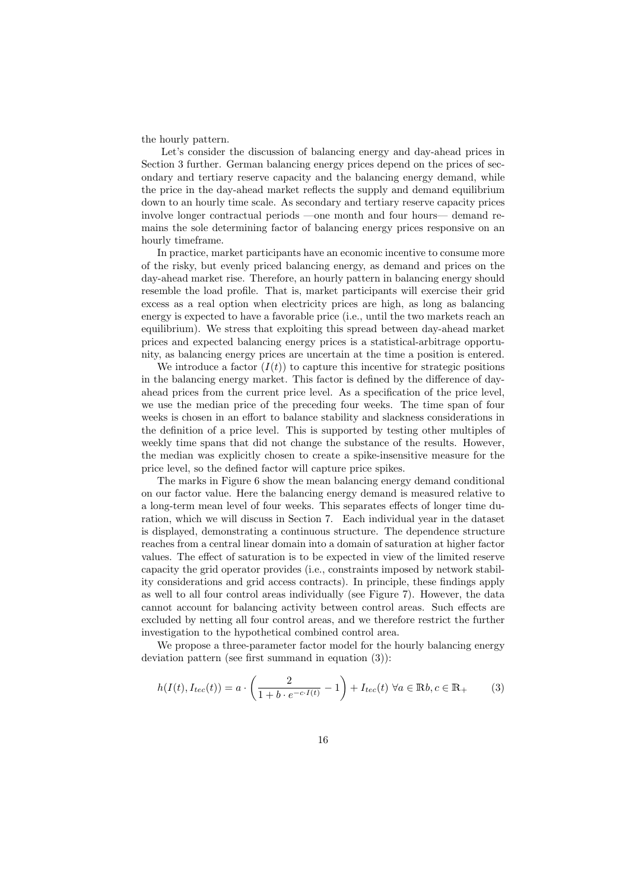the hourly pattern.

Let's consider the discussion of balancing energy and day-ahead prices in Section 3 further. German balancing energy prices depend on the prices of secondary and tertiary reserve capacity and the balancing energy demand, while the price in the day-ahead market reflects the supply and demand equilibrium down to an hourly time scale. As secondary and tertiary reserve capacity prices involve longer contractual periods —one month and four hours— demand remains the sole determining factor of balancing energy prices responsive on an hourly timeframe.

In practice, market participants have an economic incentive to consume more of the risky, but evenly priced balancing energy, as demand and prices on the day-ahead market rise. Therefore, an hourly pattern in balancing energy should resemble the load profile. That is, market participants will exercise their grid excess as a real option when electricity prices are high, as long as balancing energy is expected to have a favorable price (i.e., until the two markets reach an equilibrium). We stress that exploiting this spread between day-ahead market prices and expected balancing energy prices is a statistical-arbitrage opportunity, as balancing energy prices are uncertain at the time a position is entered.

We introduce a factor ($I(t)$) to capture this incentive for strategic positions in the balancing energy market. This factor is defined by the difference of day-ahead prices from the current price level. As a specification of the price level, we use the median price of the preceding four weeks. The time span of four weeks is chosen in an effort to balance stability and slackness considerations in the definition of a price level. This is supported by testing other multiples of weekly time spans that did not change the substance of the results. However, the median was explicitly chosen to create a spike-insensitive measure for the price level, so the defined factor will capture price spikes.

The marks in Figure 6 show the mean balancing energy demand conditional on our factor value. Here the balancing energy demand is measured relative to a long-term mean level of four weeks. This separates effects of longer time duration, which we will discuss in Section 7. Each individual year in the dataset is displayed, demonstrating a continuous structure. The dependence structure reaches from a central linear domain into a domain of saturation at higher factor values. The effect of saturation is to be expected in view of the limited reserve capacity the grid operator provides (i.e., constraints imposed by network stability considerations and grid access contracts). In principle, these findings apply as well to all four control areas individually (see Figure 7). However, the data cannot account for balancing activity between control areas. Such effects are excluded by netting all four control areas, and we therefore restrict the further investigation to the hypothetical combined control area.

We propose a three-parameter factor model for the hourly balancing energy deviation pattern (see first summand in equation (3)):

$$h(I(t), I_{tec}(t)) = a \cdot \left( \frac{2}{1 + b \cdot e^{-c \cdot I(t)}} - 1 \right) + I_{tec}(t) \;\; \forall a \in \mathbb{R} b, c \in \mathbb{R}_{+} \qquad (3)$$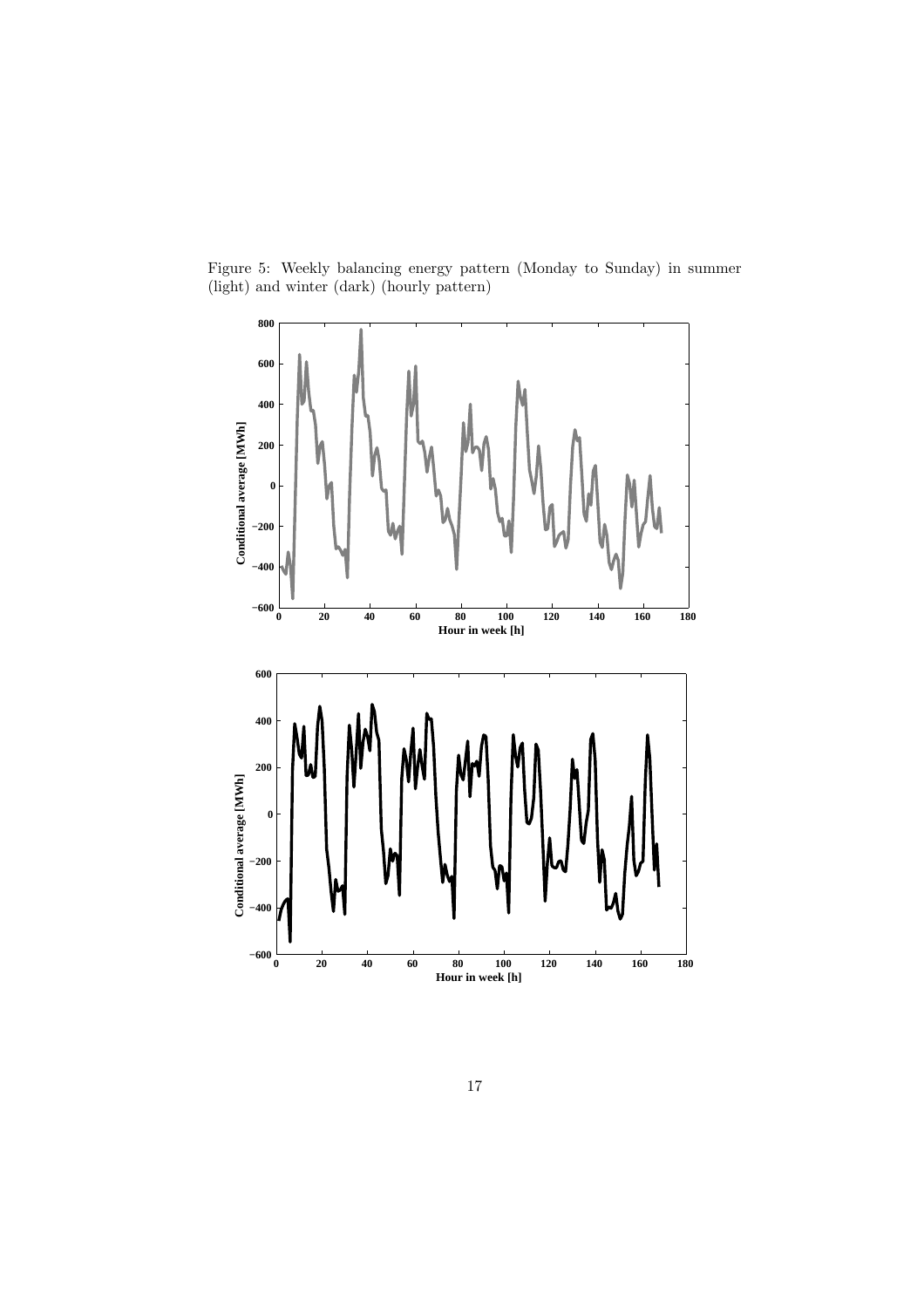Figure 5: Weekly balancing energy pattern (Monday to Sunday) in summer (light) and winter (dark) (hourly pattern)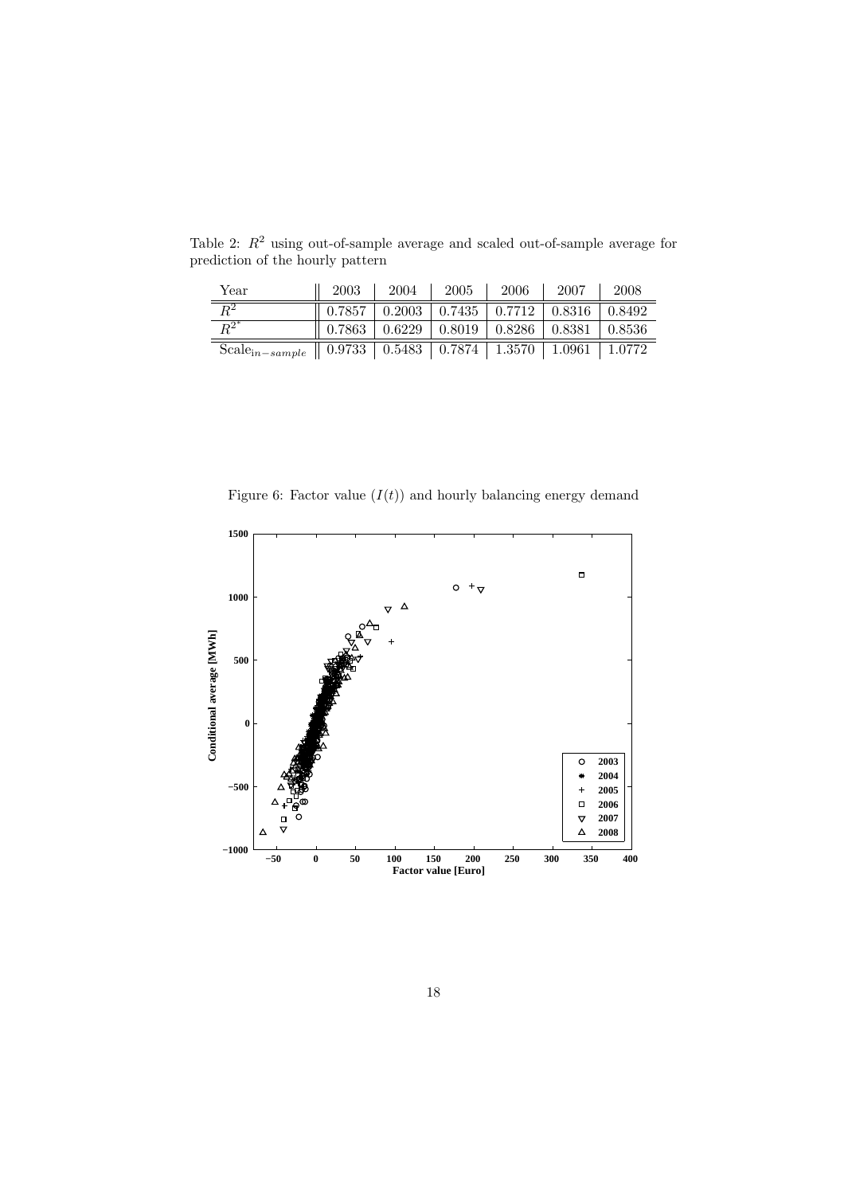Table 2: $R^2$ using out-of-sample average and scaled out-of-sample average for prediction of the hourly pattern

| Year | 2003 | 2004 | 2005 | 2006 | 2007 | 2008 |
|---|---|---|---|---|---|---|
| $R^2$ | 0.7857 | 0.2003 | 0.7435 | 0.7712 | 0.8316 | 0.8492 |
| $R^{2^*}$ | 0.7863 | 0.6229 | 0.8019 | 0.8286 | 0.8381 | 0.8536 |
| $\text{Scale}_{in-sample}$ | 0.9733 | 0.5483 | 0.7874 | 1.3570 | 1.0961 | 1.0772 |

Figure 6: Factor value ($I(t)$) and hourly balancing energy demand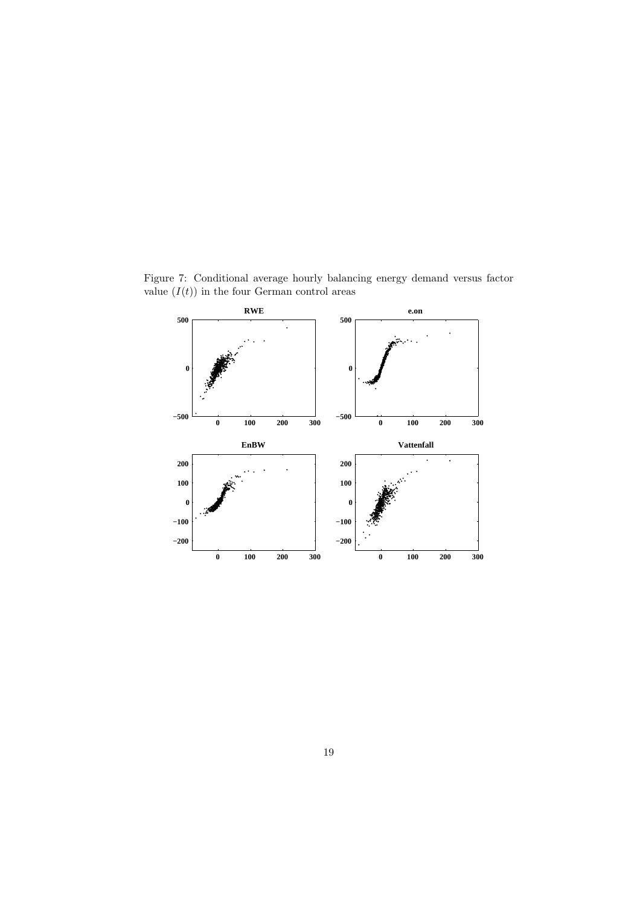Figure 7: Conditional average hourly balancing energy demand versus factor value ($I(t)$) in the four German control areas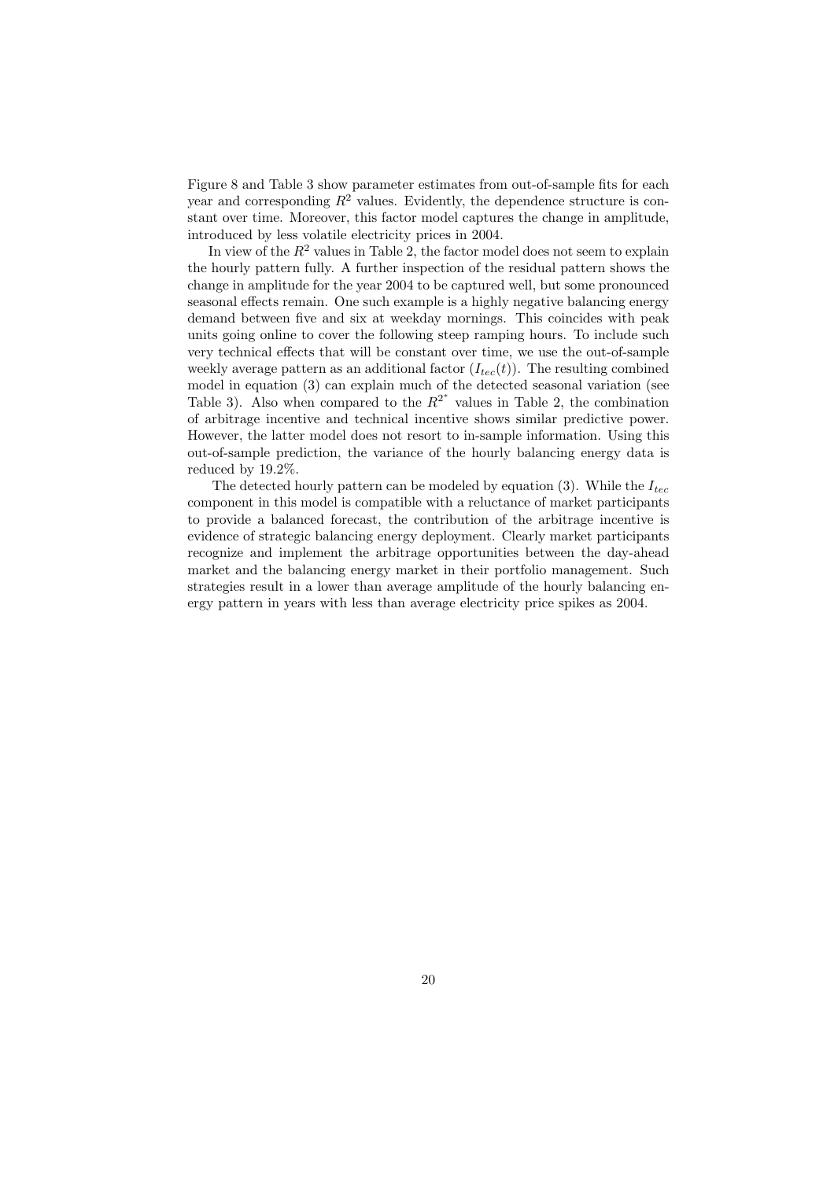Figure 8 and Table 3 show parameter estimates from out-of-sample fits for each year and corresponding $R^2$ values. Evidently, the dependence structure is constant over time. Moreover, this factor model captures the change in amplitude, introduced by less volatile electricity prices in 2004.

In view of the $R^2$ values in Table 2, the factor model does not seem to explain the hourly pattern fully. A further inspection of the residual pattern shows the change in amplitude for the year 2004 to be captured well, but some pronounced seasonal effects remain. One such example is a highly negative balancing energy demand between five and six at weekday mornings. This coincides with peak units going online to cover the following steep ramping hours. To include such very technical effects that will be constant over time, we use the out-of-sample weekly average pattern as an additional factor ($I_{tec}(t)$). The resulting combined model in equation (3) can explain much of the detected seasonal variation (see Table 3). Also when compared to the $R^{2^*}$ values in Table 2, the combination of arbitrage incentive and technical incentive shows similar predictive power. However, the latter model does not resort to in-sample information. Using this out-of-sample prediction, the variance of the hourly balancing energy data is reduced by 19.2%.

The detected hourly pattern can be modeled by equation (3). While the $I_{tec}$ component in this model is compatible with a reluctance of market participants to provide a balanced forecast, the contribution of the arbitrage incentive is evidence of strategic balancing energy deployment. Clearly market participants recognize and implement the arbitrage opportunities between the day-ahead market and the balancing energy market in their portfolio management. Such strategies result in a lower than average amplitude of the hourly balancing energy pattern in years with less than average electricity price spikes as 2004.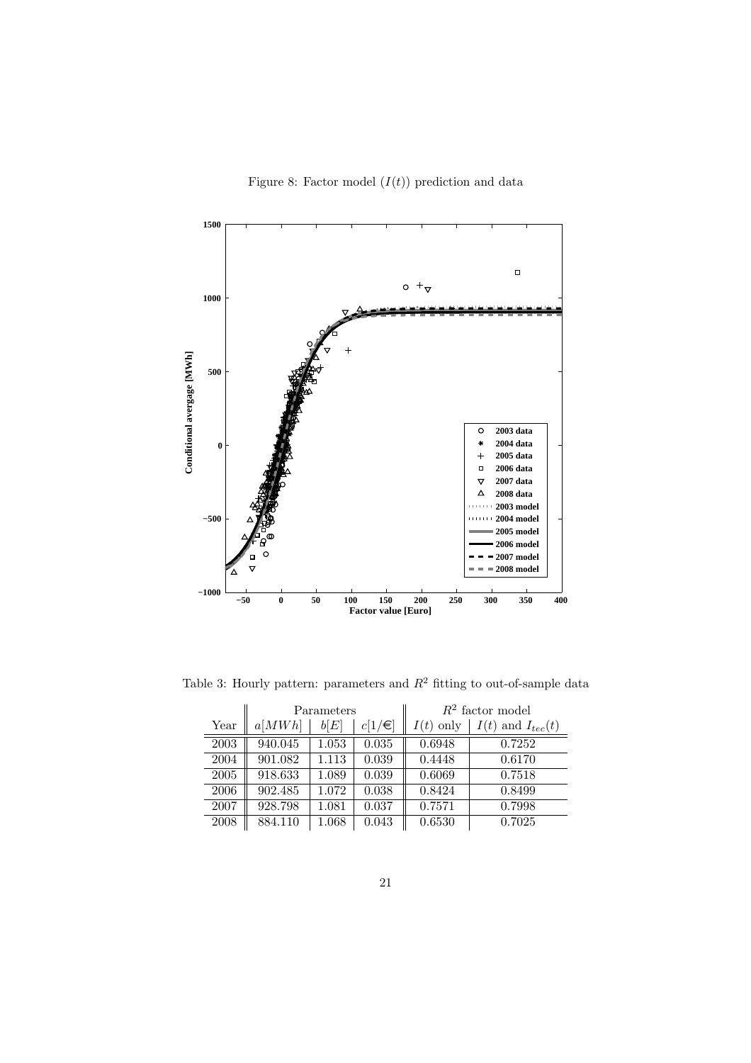Figure 8: Factor model $(I(t))$ prediction and data

Table 3: Hourly pattern: parameters and $R^2$ fitting to out-of-sample data

| Year | Parameters | | | $R^2$ factor model | |
|---|---|---|---|---|---|
| | $a[MWh]$ | $b[E]$ | $c[1/€]$ | $I(t)$ only | $I(t)$ and $I_{tec}(t)$ |
| 2003 | 940.045 | 1.053 | 0.035 | 0.6948 | 0.7252 |
| 2004 | 901.082 | 1.113 | 0.039 | 0.4448 | 0.6170 |
| 2005 | 918.633 | 1.089 | 0.039 | 0.6069 | 0.7518 |
| 2006 | 902.485 | 1.072 | 0.038 | 0.8424 | 0.8499 |
| 2007 | 928.798 | 1.081 | 0.037 | 0.7571 | 0.7998 |
| 2008 | 884.110 | 1.068 | 0.043 | 0.6530 | 0.7025 |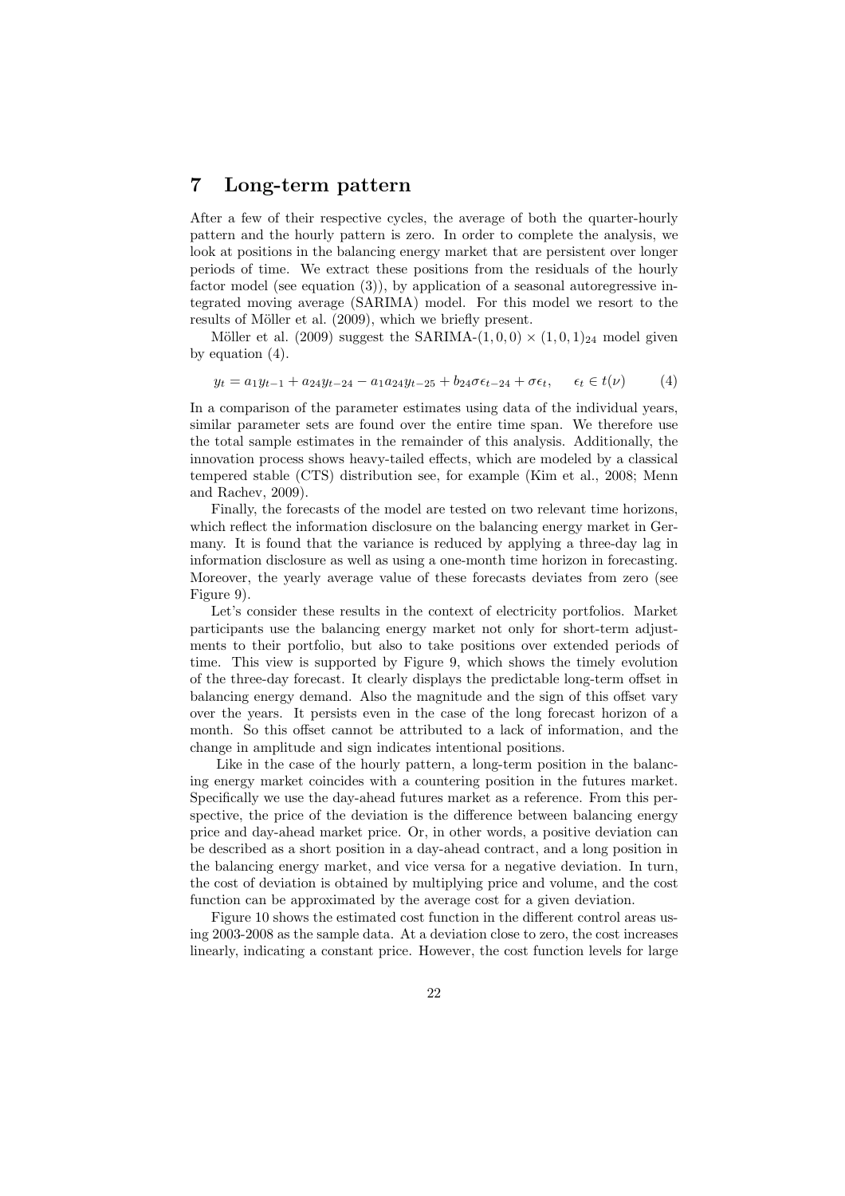# 7 Long-term pattern

After a few of their respective cycles, the average of both the quarter-hourly pattern and the hourly pattern is zero. In order to complete the analysis, we look at positions in the balancing energy market that are persistent over longer periods of time. We extract these positions from the residuals of the hourly factor model (see equation (3)), by application of a seasonal autoregressive integrated moving average (SARIMA) model. For this model we resort to the results of Möller et al. (2009), which we briefly present.

Möller et al. (2009) suggest the SARIMA-$(1, 0, 0) \times (1, 0, 1)_{24}$ model given by equation (4).

$$y_t = a_1 y_{t-1} + a_{24} y_{t-24} - a_1 a_{24} y_{t-25} + b_{24} \sigma \epsilon_{t-24} + \sigma \epsilon_t, \qquad \epsilon_t \in t(\nu) \tag{4}$$

In a comparison of the parameter estimates using data of the individual years, similar parameter sets are found over the entire time span. We therefore use the total sample estimates in the remainder of this analysis. Additionally, the innovation process shows heavy-tailed effects, which are modeled by a classical tempered stable (CTS) distribution see, for example (Kim et al., 2008; Menn and Rachev, 2009).

Finally, the forecasts of the model are tested on two relevant time horizons, which reflect the information disclosure on the balancing energy market in Germany. It is found that the variance is reduced by applying a three-day lag in information disclosure as well as using a one-month time horizon in forecasting. Moreover, the yearly average value of these forecasts deviates from zero (see Figure 9).

Let's consider these results in the context of electricity portfolios. Market participants use the balancing energy market not only for short-term adjustments to their portfolio, but also to take positions over extended periods of time. This view is supported by Figure 9, which shows the timely evolution of the three-day forecast. It clearly displays the predictable long-term offset in balancing energy demand. Also the magnitude and the sign of this offset vary over the years. It persists even in the case of the long forecast horizon of a month. So this offset cannot be attributed to a lack of information, and the change in amplitude and sign indicates intentional positions.

Like in the case of the hourly pattern, a long-term position in the balancing energy market coincides with a countering position in the futures market. Specifically we use the day-ahead futures market as a reference. From this perspective, the price of the deviation is the difference between balancing energy price and day-ahead market price. Or, in other words, a positive deviation can be described as a short position in a day-ahead contract, and a long position in the balancing energy market, and vice versa for a negative deviation. In turn, the cost of deviation is obtained by multiplying price and volume, and the cost function can be approximated by the average cost for a given deviation.

Figure 10 shows the estimated cost function in the different control areas using 2003-2008 as the sample data. At a deviation close to zero, the cost increases linearly, indicating a constant price. However, the cost function levels for large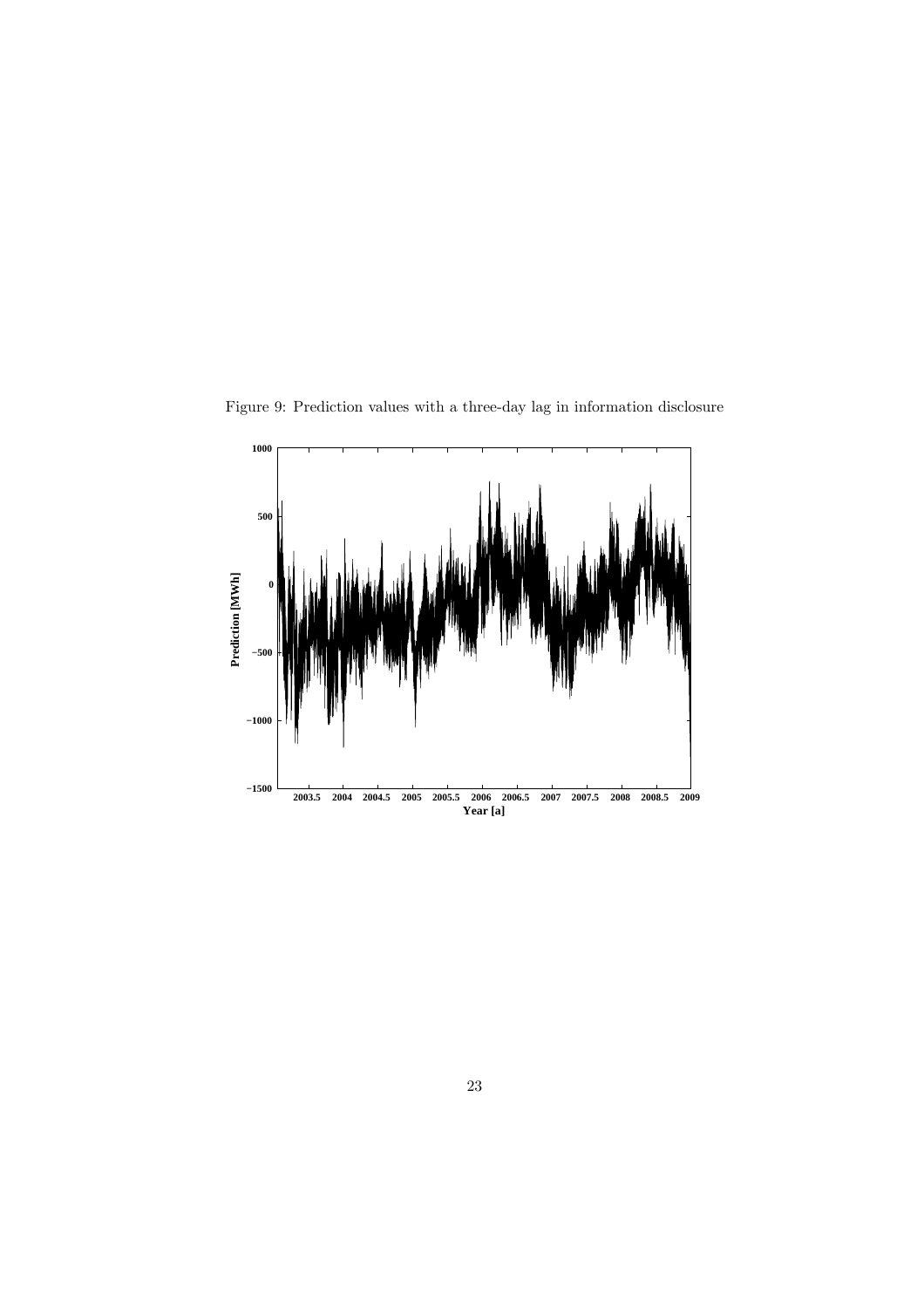Figure 9: Prediction values with a three-day lag in information disclosure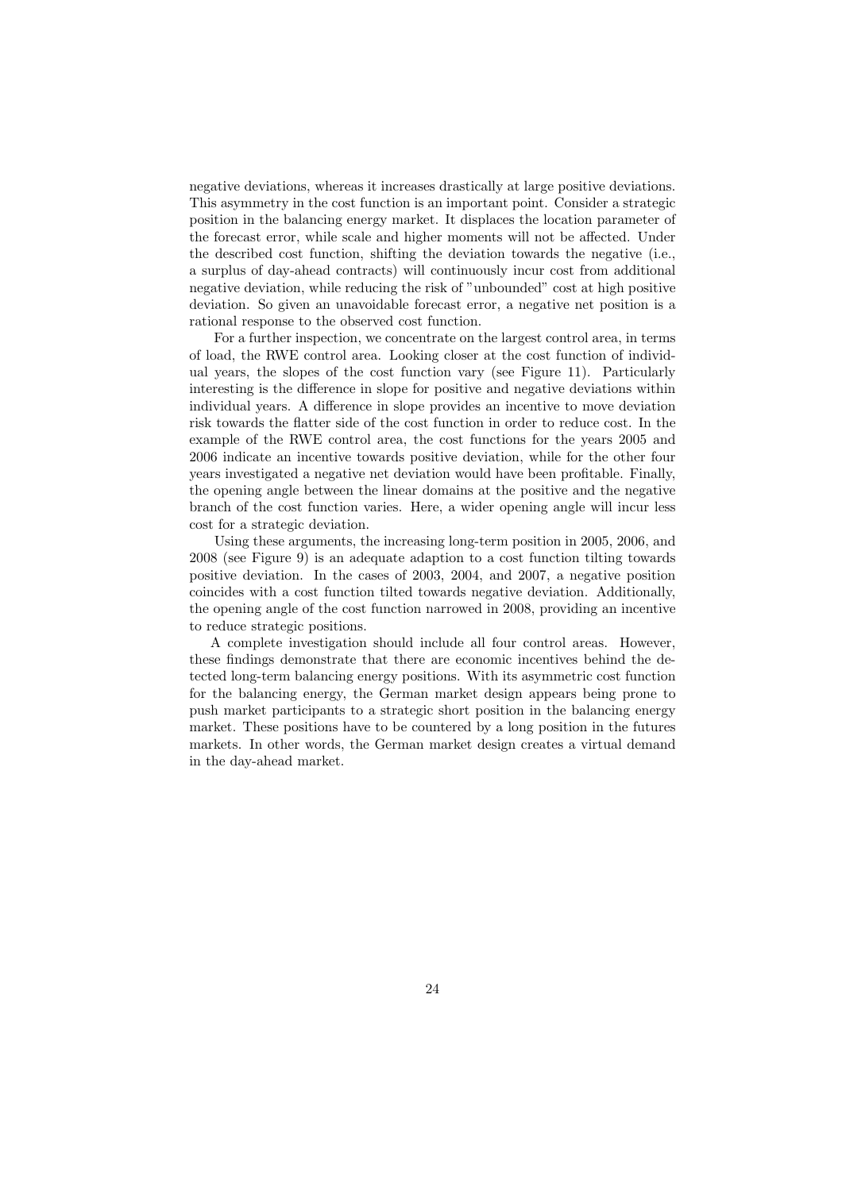negative deviations, whereas it increases drastically at large positive deviations. This asymmetry in the cost function is an important point. Consider a strategic position in the balancing energy market. It displaces the location parameter of the forecast error, while scale and higher moments will not be affected. Under the described cost function, shifting the deviation towards the negative (i.e., a surplus of day-ahead contracts) will continuously incur cost from additional negative deviation, while reducing the risk of "unbounded" cost at high positive deviation. So given an unavoidable forecast error, a negative net position is a rational response to the observed cost function.

For a further inspection, we concentrate on the largest control area, in terms of load, the RWE control area. Looking closer at the cost function of individual years, the slopes of the cost function vary (see Figure 11). Particularly interesting is the difference in slope for positive and negative deviations within individual years. A difference in slope provides an incentive to move deviation risk towards the flatter side of the cost function in order to reduce cost. In the example of the RWE control area, the cost functions for the years 2005 and 2006 indicate an incentive towards positive deviation, while for the other four years investigated a negative net deviation would have been profitable. Finally, the opening angle between the linear domains at the positive and the negative branch of the cost function varies. Here, a wider opening angle will incur less cost for a strategic deviation.

Using these arguments, the increasing long-term position in 2005, 2006, and 2008 (see Figure 9) is an adequate adaption to a cost function tilting towards positive deviation. In the cases of 2003, 2004, and 2007, a negative position coincides with a cost function tilted towards negative deviation. Additionally, the opening angle of the cost function narrowed in 2008, providing an incentive to reduce strategic positions.

A complete investigation should include all four control areas. However, these findings demonstrate that there are economic incentives behind the detected long-term balancing energy positions. With its asymmetric cost function for the balancing energy, the German market design appears being prone to push market participants to a strategic short position in the balancing energy market. These positions have to be countered by a long position in the futures markets. In other words, the German market design creates a virtual demand in the day-ahead market.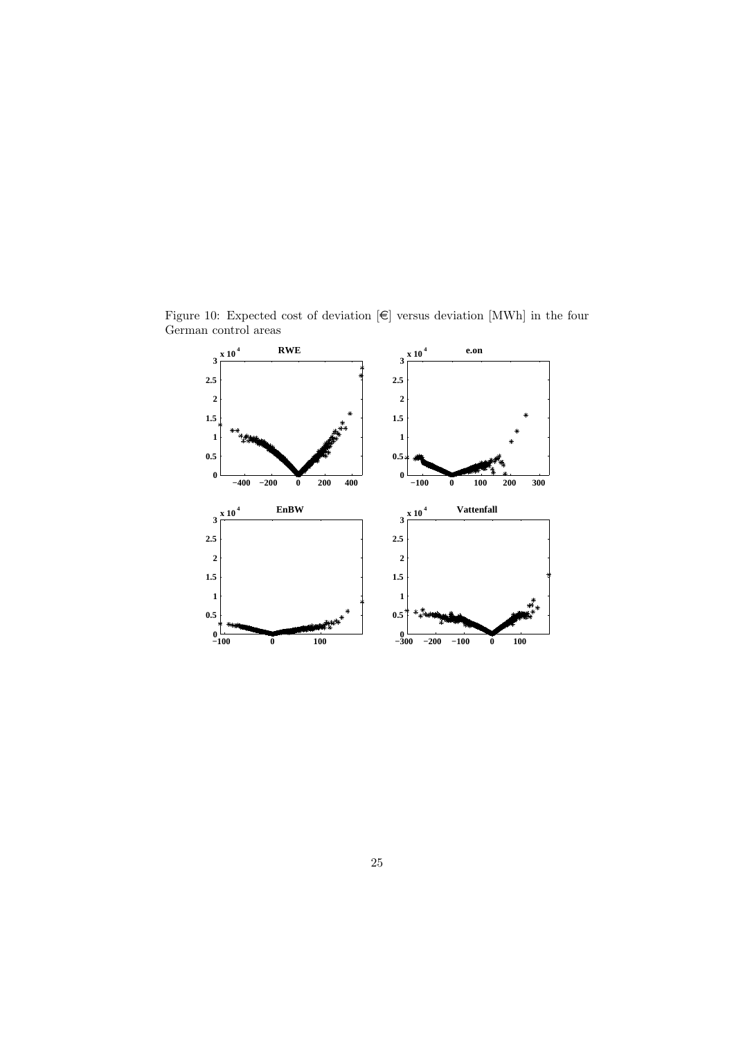Figure 10: Expected cost of deviation [€] versus deviation [MWh] in the four German control areas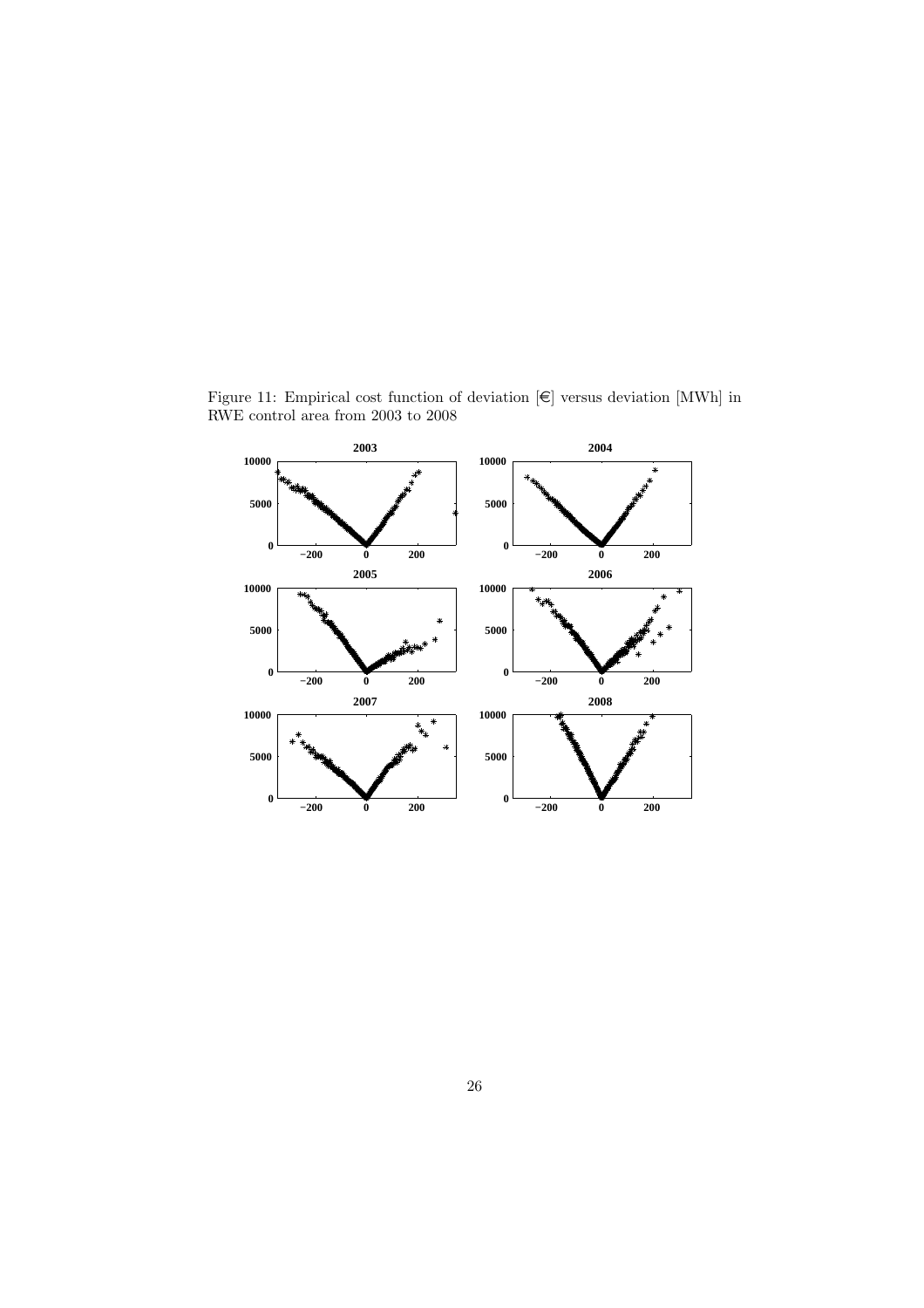Figure 11: Empirical cost function of deviation [€] versus deviation [MWh] in RWE control area from 2003 to 2008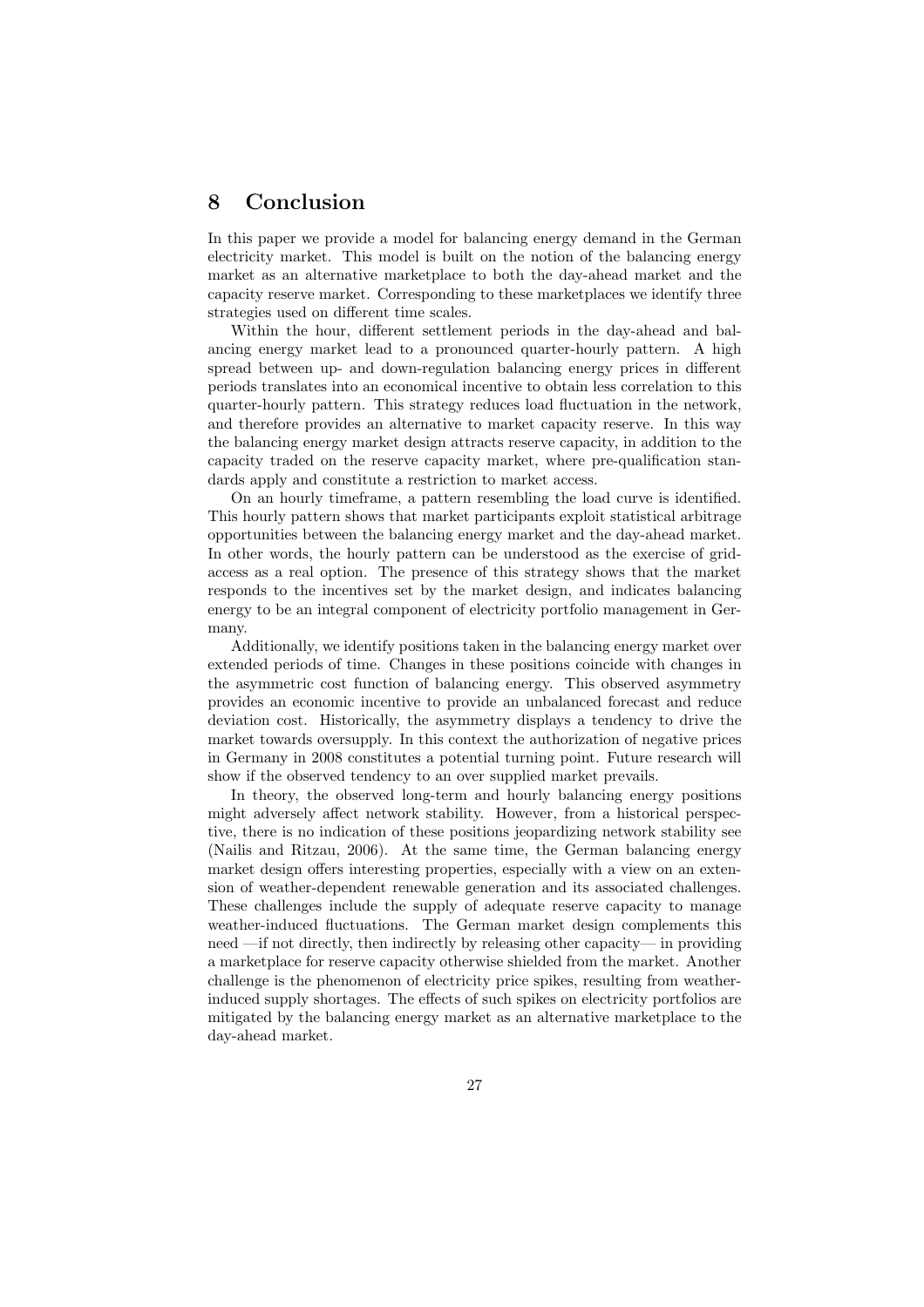## 8 Conclusion

In this paper we provide a model for balancing energy demand in the German electricity market. This model is built on the notion of the balancing energy market as an alternative marketplace to both the day-ahead market and the capacity reserve market. Corresponding to these marketplaces we identify three strategies used on different time scales.

Within the hour, different settlement periods in the day-ahead and balancing energy market lead to a pronounced quarter-hourly pattern. A high spread between up- and down-regulation balancing energy prices in different periods translates into an economical incentive to obtain less correlation to this quarter-hourly pattern. This strategy reduces load fluctuation in the network, and therefore provides an alternative to market capacity reserve. In this way the balancing energy market design attracts reserve capacity, in addition to the capacity traded on the reserve capacity market, where pre-qualification standards apply and constitute a restriction to market access.

On an hourly timeframe, a pattern resembling the load curve is identified. This hourly pattern shows that market participants exploit statistical arbitrage opportunities between the balancing energy market and the day-ahead market. In other words, the hourly pattern can be understood as the exercise of grid-access as a real option. The presence of this strategy shows that the market responds to the incentives set by the market design, and indicates balancing energy to be an integral component of electricity portfolio management in Germany.

Additionally, we identify positions taken in the balancing energy market over extended periods of time. Changes in these positions coincide with changes in the asymmetric cost function of balancing energy. This observed asymmetry provides an economic incentive to provide an unbalanced forecast and reduce deviation cost. Historically, the asymmetry displays a tendency to drive the market towards oversupply. In this context the authorization of negative prices in Germany in 2008 constitutes a potential turning point. Future research will show if the observed tendency to an over supplied market prevails.

In theory, the observed long-term and hourly balancing energy positions might adversely affect network stability. However, from a historical perspective, there is no indication of these positions jeopardizing network stability see (Nailis and Ritzau, 2006). At the same time, the German balancing energy market design offers interesting properties, especially with a view on an extension of weather-dependent renewable generation and its associated challenges. These challenges include the supply of adequate reserve capacity to manage weather-induced fluctuations. The German market design complements this need —if not directly, then indirectly by releasing other capacity— in providing a marketplace for reserve capacity otherwise shielded from the market. Another challenge is the phenomenon of electricity price spikes, resulting from weather-induced supply shortages. The effects of such spikes on electricity portfolios are mitigated by the balancing energy market as an alternative marketplace to the day-ahead market.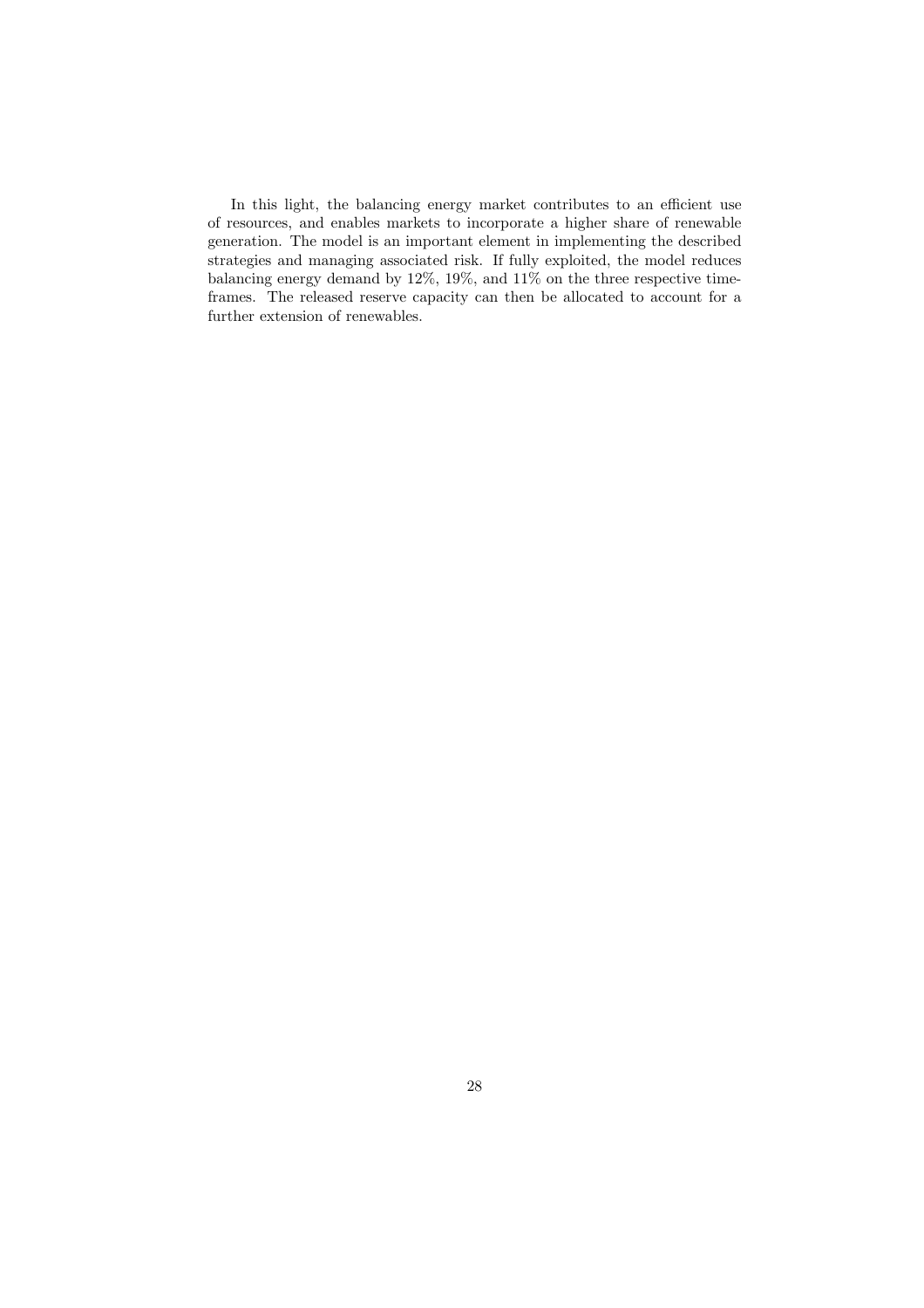In this light, the balancing energy market contributes to an efficient use of resources, and enables markets to incorporate a higher share of renewable generation. The model is an important element in implementing the described strategies and managing associated risk. If fully exploited, the model reduces balancing energy demand by 12%, 19%, and 11% on the three respective time-frames. The released reserve capacity can then be allocated to account for a further extension of renewables.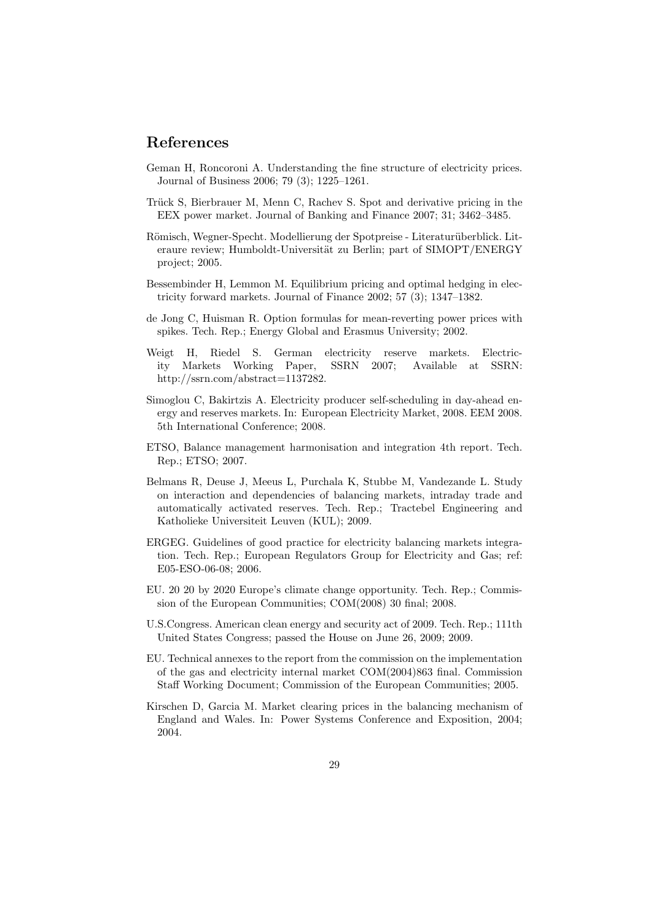# References

Geman H, Roncoroni A. Understanding the fine structure of electricity prices. Journal of Business 2006; 79 (3); 1225–1261.

Trück S, Bierbrauer M, Menn C, Rachev S. Spot and derivative pricing in the EEX power market. Journal of Banking and Finance 2007; 31; 3462–3485.

Römisch, Wegner-Specht. Modellierung der Spotpreise - Literaturüberblick. Literaure review; Humboldt-Universität zu Berlin; part of SIMOPT/ENERGY project; 2005.

Bessembinder H, Lemmon M. Equilibrium pricing and optimal hedging in electricity forward markets. Journal of Finance 2002; 57 (3); 1347–1382.

de Jong C, Huisman R. Option formulas for mean-reverting power prices with spikes. Tech. Rep.; Energy Global and Erasmus University; 2002.

Weigt H, Riedel S. German electricity reserve markets. Electricity Markets Working Paper, SSRN 2007; Available at SSRN: http://ssrn.com/abstract=1137282.

Simoglou C, Bakirtzis A. Electricity producer self-scheduling in day-ahead energy and reserves markets. In: European Electricity Market, 2008. EEM 2008. 5th International Conference; 2008.

ETSO, Balance management harmonisation and integration 4th report. Tech. Rep.; ETSO; 2007.

Belmans R, Deuse J, Meeus L, Purchala K, Stubbe M, Vandezande L. Study on interaction and dependencies of balancing markets, intraday trade and automatically activated reserves. Tech. Rep.; Tractebel Engineering and Katholieke Universiteit Leuven (KUL); 2009.

ERGEG. Guidelines of good practice for electricity balancing markets integration. Tech. Rep.; European Regulators Group for Electricity and Gas; ref: E05-ESO-06-08; 2006.

EU. 20 20 by 2020 Europe's climate change opportunity. Tech. Rep.; Commission of the European Communities; COM(2008) 30 final; 2008.

U.S.Congress. American clean energy and security act of 2009. Tech. Rep.; 111th United States Congress; passed the House on June 26, 2009; 2009.

EU. Technical annexes to the report from the commission on the implementation of the gas and electricity internal market COM(2004)863 final. Commission Staff Working Document; Commission of the European Communities; 2005.

Kirschen D, Garcia M. Market clearing prices in the balancing mechanism of England and Wales. In: Power Systems Conference and Exposition, 2004; 2004.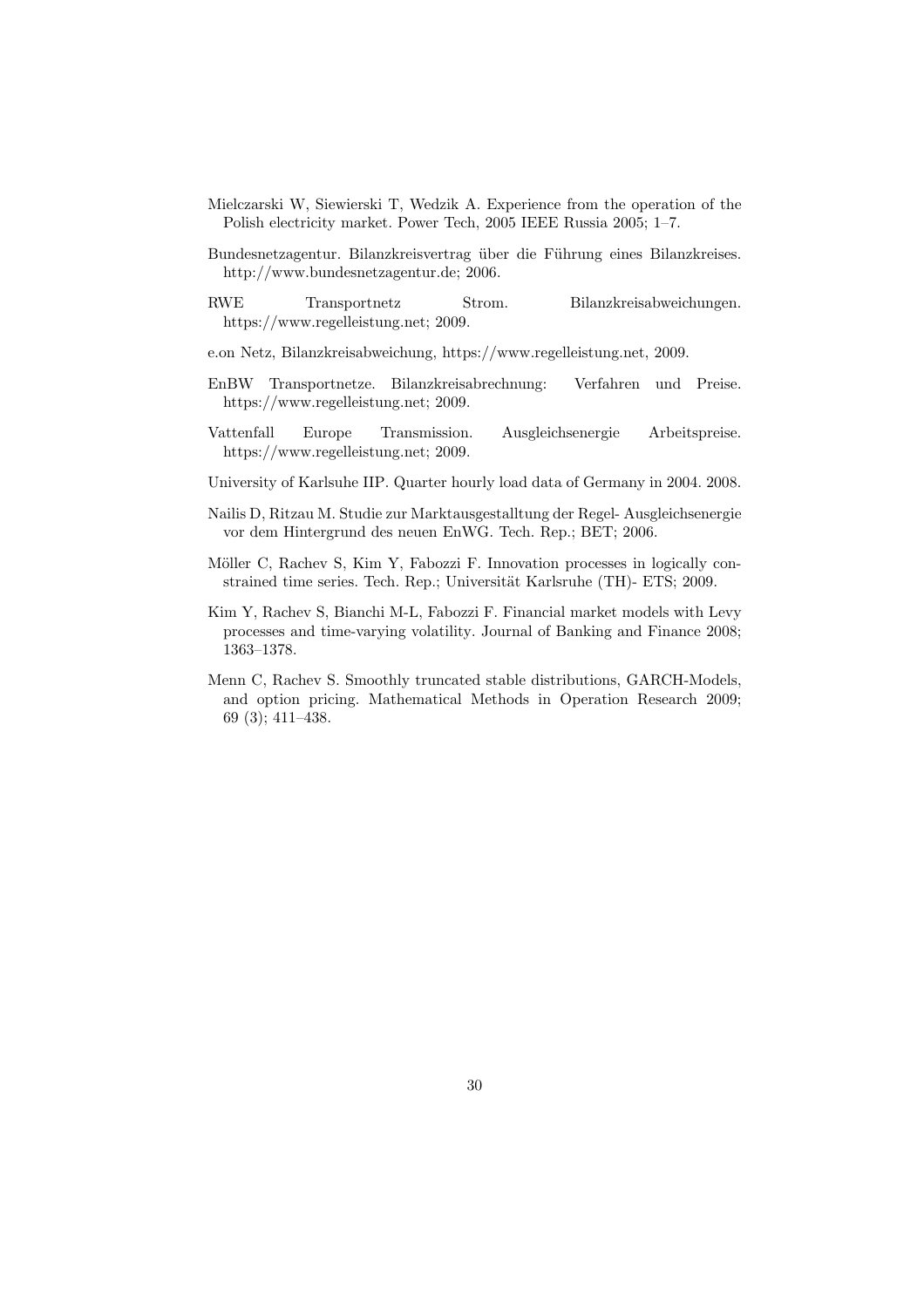Mielczarski W, Siewierski T, Wedzik A. Experience from the operation of the Polish electricity market. Power Tech, 2005 IEEE Russia 2005; 1–7.

Bundesnetzagentur. Bilanzkreisvertrag über die Führung eines Bilanzkreises. http://www.bundesnetzagentur.de; 2006.

RWE Transportnetz Strom. Bilanzkreisabweichungen. https://www.regelleistung.net; 2009.

e.on Netz, Bilanzkreisabweichung, https://www.regelleistung.net, 2009.

EnBW Transportnetze. Bilanzkreisabrechnung: Verfahren und Preise. https://www.regelleistung.net; 2009.

Vattenfall Europe Transmission. Ausgleichsenergie Arbeitspreise. https://www.regelleistung.net; 2009.

University of Karlsuhe IIP. Quarter hourly load data of Germany in 2004. 2008.

Nailis D, Ritzau M. Studie zur Marktausgestalltung der Regel- Ausgleichsenergie vor dem Hintergrund des neuen EnWG. Tech. Rep.; BET; 2006.

Möller C, Rachev S, Kim Y, Fabozzi F. Innovation processes in logically constrained time series. Tech. Rep.; Universität Karlsruhe (TH)- ETS; 2009.

Kim Y, Rachev S, Bianchi M-L, Fabozzi F. Financial market models with Levy processes and time-varying volatility. Journal of Banking and Finance 2008; 1363–1378.

Menn C, Rachev S. Smoothly truncated stable distributions, GARCH-Models, and option pricing. Mathematical Methods in Operation Research 2009; 69 (3); 411–438.